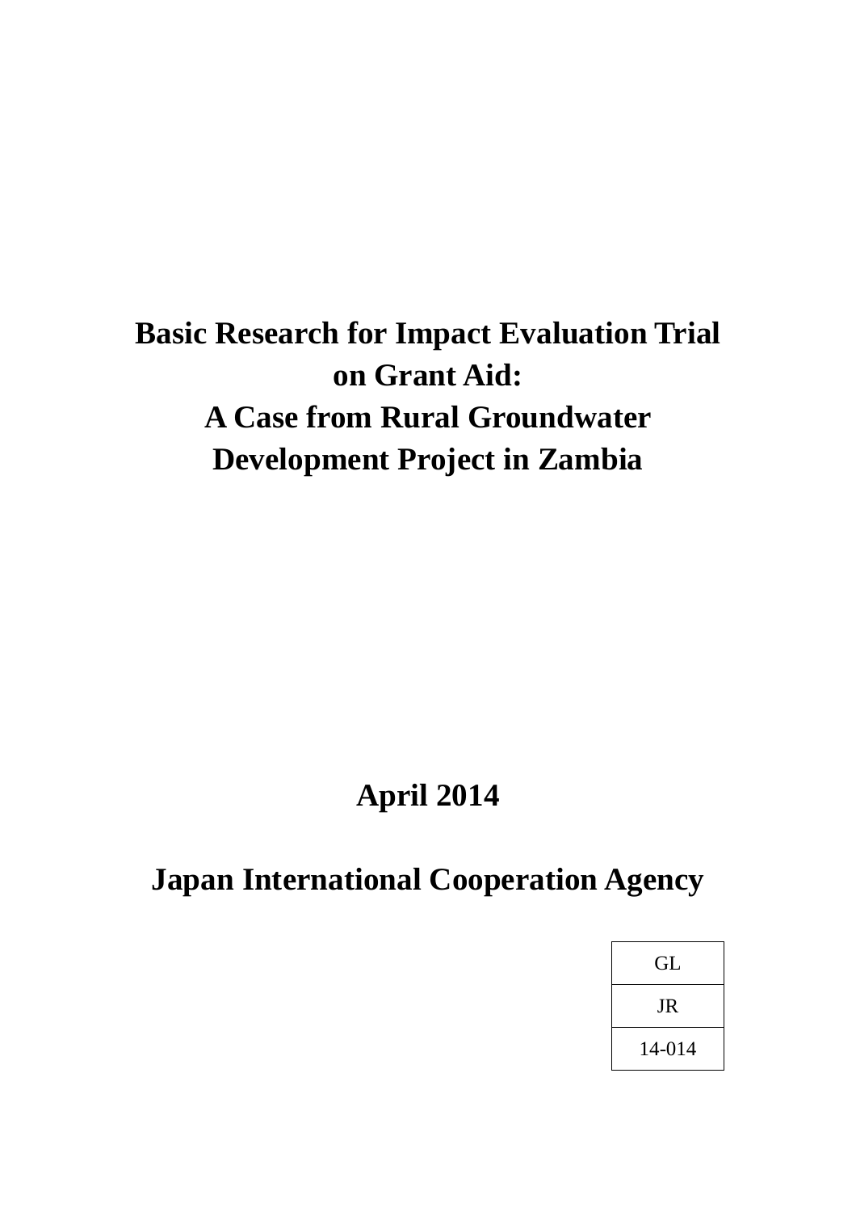# Basic Research for Impact Evaluation Trial on Grant Aid: A Case from Rural Groundwater Development Project in Zambia

**April 2014**

**Japan International Cooperation Agency**

| GL |
| --- |
| JR |
| 14-014 |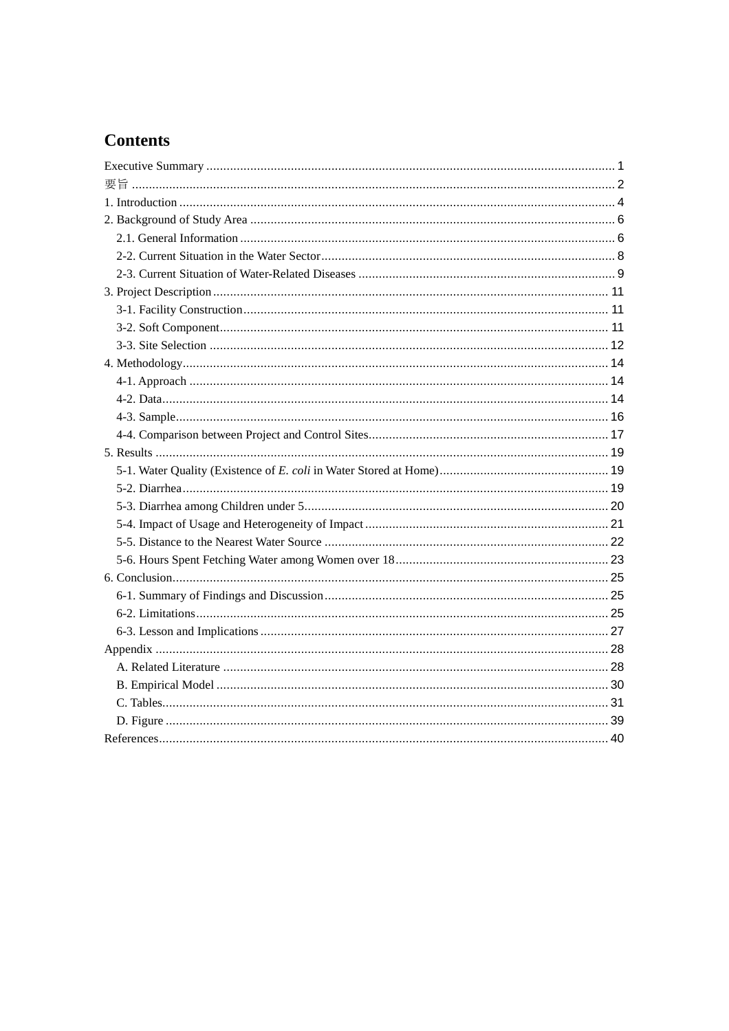# Contents

Executive Summary ........................................................................................................................ 1
要旨 ............................................................................................................................................... 2
1. Introduction ................................................................................................................................ 4
2. Background of Study Area ........................................................................................................... 6
  2.1. General Information .............................................................................................................. 6
  2-2. Current Situation in the Water Sector ...................................................................................... 8
  2-3. Current Situation of Water-Related Diseases ............................................................................ 9
3. Project Description .................................................................................................................... 11
  3-1. Facility Construction ........................................................................................................... 11
  3-2. Soft Component .................................................................................................................. 11
  3-3. Site Selection ..................................................................................................................... 12
4. Methodology ............................................................................................................................. 14
  4-1. Approach ........................................................................................................................... 14
  4-2. Data ................................................................................................................................... 14
  4-3. Sample ............................................................................................................................... 16
  4-4. Comparison between Project and Control Sites ...................................................................... 17
5. Results ..................................................................................................................................... 19
  5-1. Water Quality (Existence of *E. coli* in Water Stored at Home) .................................................. 19
  5-2. Diarrhea ............................................................................................................................. 19
  5-3. Diarrhea among Children under 5 .......................................................................................... 20
  5-4. Impact of Usage and Heterogeneity of Impact ........................................................................ 21
  5-5. Distance to the Nearest Water Source .................................................................................... 22
  5-6. Hours Spent Fetching Water among Women over 18 ............................................................... 23
6. Conclusion ................................................................................................................................ 25
  6-1. Summary of Findings and Discussion .................................................................................... 25
  6-2. Limitations ......................................................................................................................... 25
  6-3. Lesson and Implications ....................................................................................................... 27
Appendix ..................................................................................................................................... 28
  A. Related Literature .................................................................................................................. 28
  B. Empirical Model .................................................................................................................... 30
  C. Tables ................................................................................................................................... 31
  D. Figure ................................................................................................................................... 39
References .................................................................................................................................... 40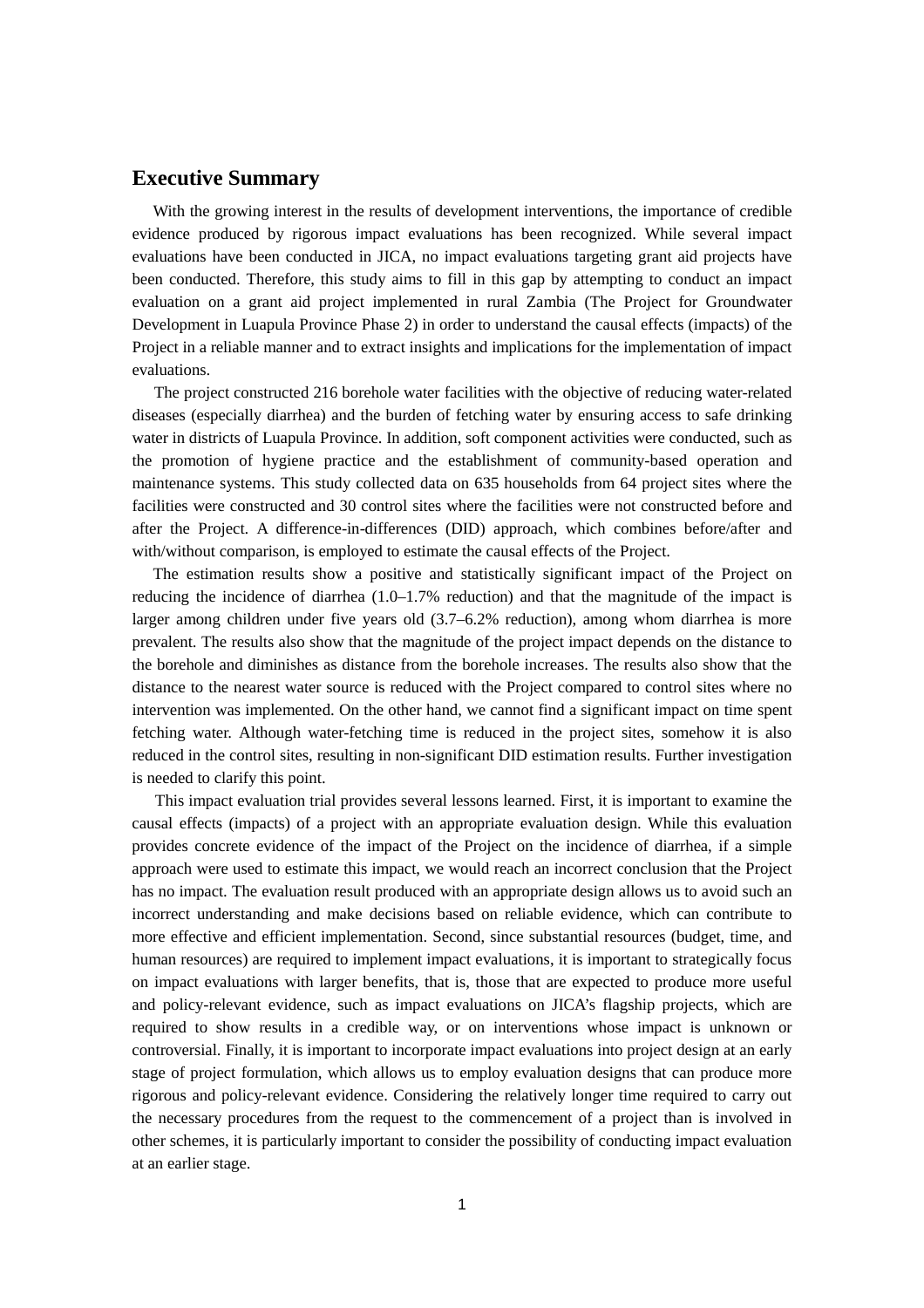## Executive Summary

With the growing interest in the results of development interventions, the importance of credible evidence produced by rigorous impact evaluations has been recognized. While several impact evaluations have been conducted in JICA, no impact evaluations targeting grant aid projects have been conducted. Therefore, this study aims to fill in this gap by attempting to conduct an impact evaluation on a grant aid project implemented in rural Zambia (The Project for Groundwater Development in Luapula Province Phase 2) in order to understand the causal effects (impacts) of the Project in a reliable manner and to extract insights and implications for the implementation of impact evaluations.

The project constructed 216 borehole water facilities with the objective of reducing water-related diseases (especially diarrhea) and the burden of fetching water by ensuring access to safe drinking water in districts of Luapula Province. In addition, soft component activities were conducted, such as the promotion of hygiene practice and the establishment of community-based operation and maintenance systems. This study collected data on 635 households from 64 project sites where the facilities were constructed and 30 control sites where the facilities were not constructed before and after the Project. A difference-in-differences (DID) approach, which combines before/after and with/without comparison, is employed to estimate the causal effects of the Project.

The estimation results show a positive and statistically significant impact of the Project on reducing the incidence of diarrhea (1.0–1.7% reduction) and that the magnitude of the impact is larger among children under five years old (3.7–6.2% reduction), among whom diarrhea is more prevalent. The results also show that the magnitude of the project impact depends on the distance to the borehole and diminishes as distance from the borehole increases. The results also show that the distance to the nearest water source is reduced with the Project compared to control sites where no intervention was implemented. On the other hand, we cannot find a significant impact on time spent fetching water. Although water-fetching time is reduced in the project sites, somehow it is also reduced in the control sites, resulting in non-significant DID estimation results. Further investigation is needed to clarify this point.

This impact evaluation trial provides several lessons learned. First, it is important to examine the causal effects (impacts) of a project with an appropriate evaluation design. While this evaluation provides concrete evidence of the impact of the Project on the incidence of diarrhea, if a simple approach were used to estimate this impact, we would reach an incorrect conclusion that the Project has no impact. The evaluation result produced with an appropriate design allows us to avoid such an incorrect understanding and make decisions based on reliable evidence, which can contribute to more effective and efficient implementation. Second, since substantial resources (budget, time, and human resources) are required to implement impact evaluations, it is important to strategically focus on impact evaluations with larger benefits, that is, those that are expected to produce more useful and policy-relevant evidence, such as impact evaluations on JICA's flagship projects, which are required to show results in a credible way, or on interventions whose impact is unknown or controversial. Finally, it is important to incorporate impact evaluations into project design at an early stage of project formulation, which allows us to employ evaluation designs that can produce more rigorous and policy-relevant evidence. Considering the relatively longer time required to carry out the necessary procedures from the request to the commencement of a project than is involved in other schemes, it is particularly important to consider the possibility of conducting impact evaluation at an earlier stage.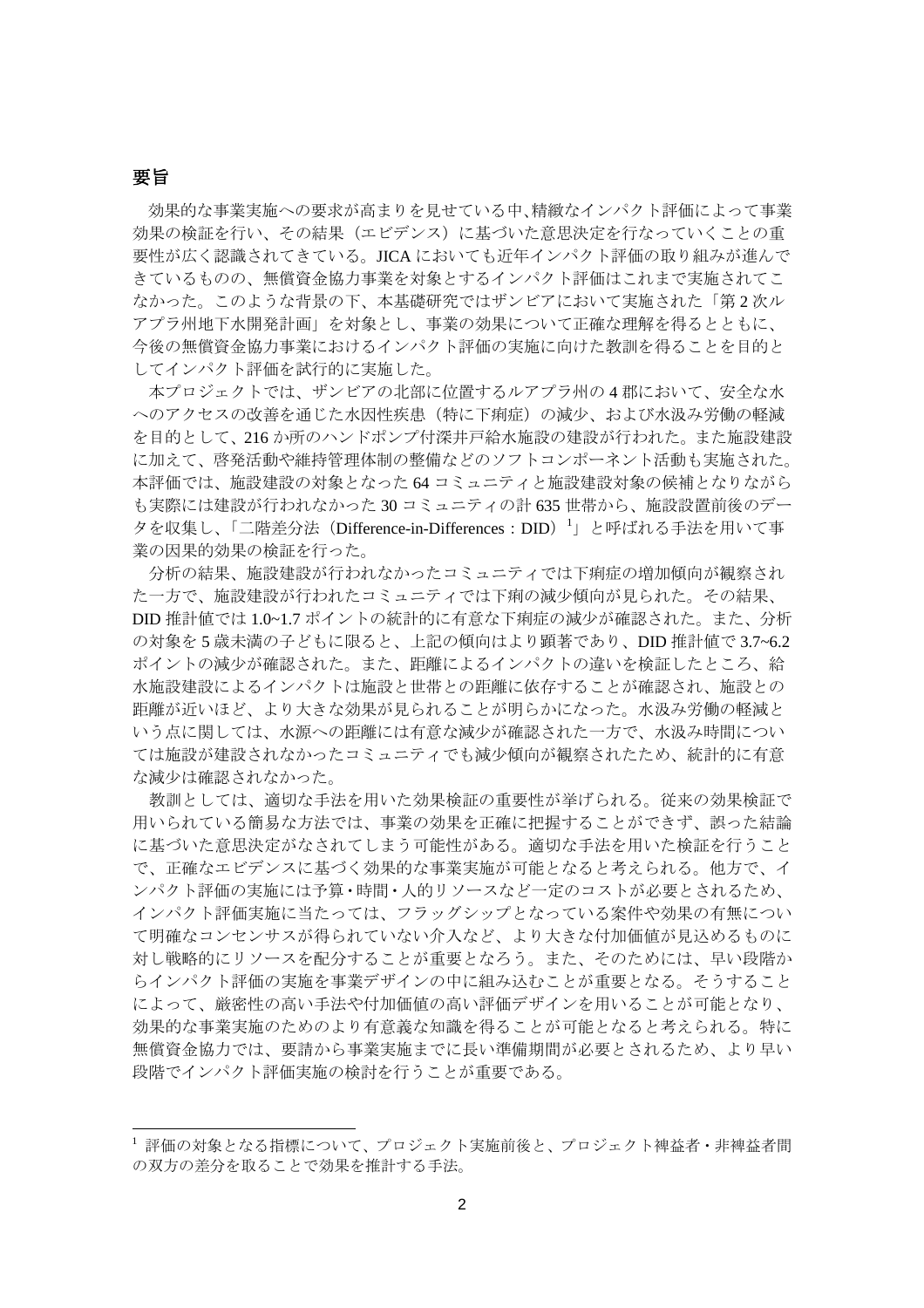## 要旨

効果的な事業実施への要求が高まりを見せている中､精緻なインパクト評価によって事業効果の検証を行い、その結果（エビデンス）に基づいた意思決定を行なっていくことの重要性が広く認識されてきている。JICA においても近年インパクト評価の取り組みが進んできているものの、無償資金協力事業を対象とするインパクト評価はこれまで実施されてこなかった。このような背景の下、本基礎研究ではザンビアにおいて実施された「第 2 次ルアプラ州地下水開発計画」を対象とし、事業の効果について正確な理解を得るとともに、今後の無償資金協力事業におけるインパクト評価の実施に向けた教訓を得ることを目的としてインパクト評価を試行的に実施した。

本プロジェクトでは、ザンビアの北部に位置するルアプラ州の 4 郡において、安全な水へのアクセスの改善を通じた水因性疾患（特に下痢症）の減少、および水汲み労働の軽減を目的として、216 か所のハンドポンプ付深井戸給水施設の建設が行われた。また施設建設に加えて、啓発活動や維持管理体制の整備などのソフトコンポーネント活動も実施された。本評価では、施設建設の対象となった 64 コミュニティと施設建設対象の候補となりながらも実際には建設が行われなかった 30 コミュニティの計 635 世帯から、施設設置前後のデータを収集し、「二階差分法（Difference-in-Differences：DID）[1]」と呼ばれる手法を用いて事業の因果的効果の検証を行った。

分析の結果、施設建設が行われなかったコミュニティでは下痢症の増加傾向が観察された一方で、施設建設が行われたコミュニティでは下痢の減少傾向が見られた。その結果、DID 推計値では 1.0~1.7 ポイントの統計的に有意な下痢症の減少が確認された。また、分析の対象を 5 歳未満の子どもに限ると、上記の傾向はより顕著であり、DID 推計値で 3.7~6.2 ポイントの減少が確認された。また、距離によるインパクトの違いを検証したところ、給水施設建設によるインパクトは施設と世帯との距離に依存することが確認され、施設との距離が近いほど、より大きな効果が見られることが明らかになった。水汲み労働の軽減という点に関しては、水源への距離には有意な減少が確認された一方で、水汲み時間については施設が建設されなかったコミュニティでも減少傾向が観察されたため、統計的に有意な減少は確認されなかった。

教訓としては、適切な手法を用いた効果検証の重要性が挙げられる。従来の効果検証で用いられている簡易な方法では、事業の効果を正確に把握することができず、誤った結論に基づいた意思決定がなされてしまう可能性がある。適切な手法を用いた検証を行うことで、正確なエビデンスに基づく効果的な事業実施が可能となると考えられる。他方で、インパクト評価の実施には予算･時間･人的リソースなど一定のコストが必要とされるため、インパクト評価実施に当たっては、フラッグシップとなっている案件や効果の有無について明確なコンセンサスが得られていない介入など、より大きな付加価値が見込めるものに対し戦略的にリソースを配分することが重要となろう。また、そのためには、早い段階からインパクト評価の実施を事業デザインの中に組み込むことが重要となる。そうすることによって、厳密性の高い手法や付加価値の高い評価デザインを用いることが可能となり、効果的な事業実施のためのより有意義な知識を得ることが可能となると考えられる。特に無償資金協力では、要請から事業実施までに長い準備期間が必要とされるため、より早い段階でインパクト評価実施の検討を行うことが重要である。

---

[1] 評価の対象となる指標について、プロジェクト実施前後と、プロジェクト裨益者･非裨益者間の双方の差分を取ることで効果を推計する手法。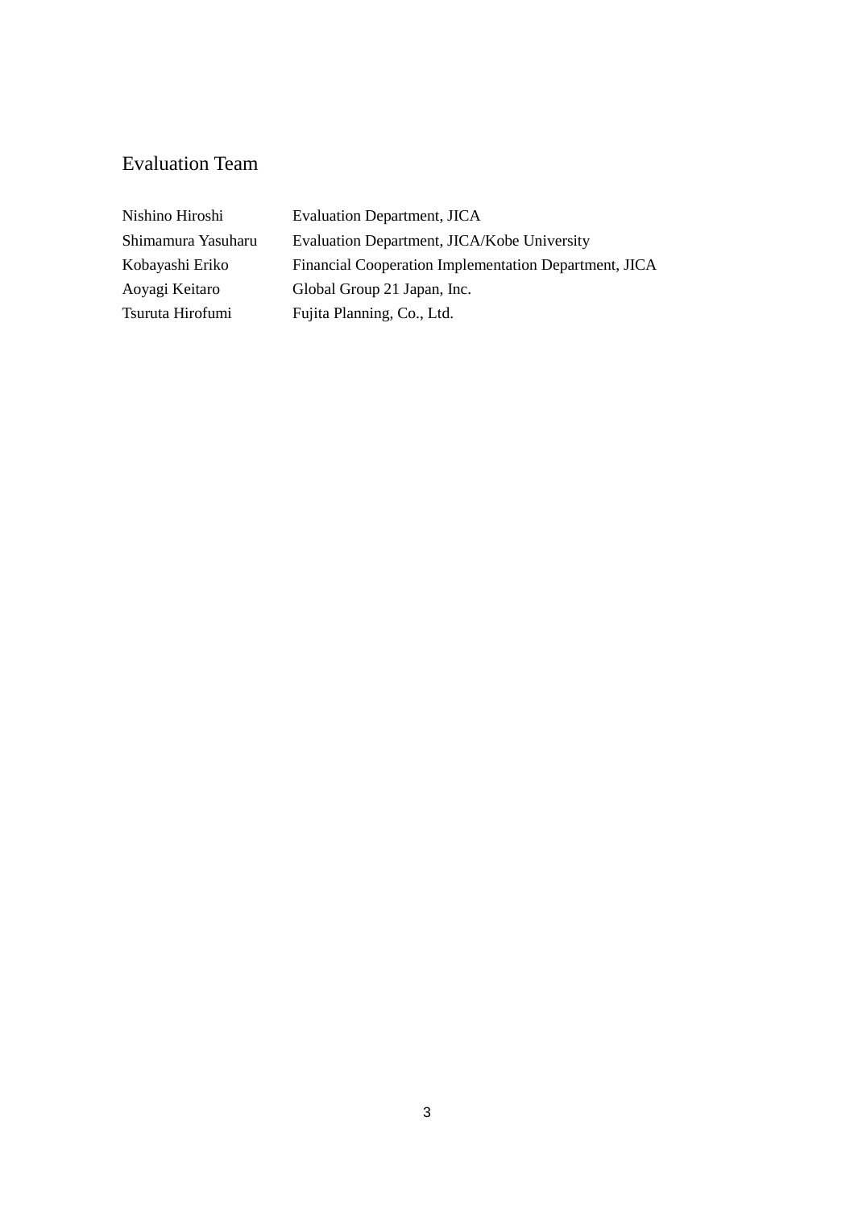# Evaluation Team

| | |
|---|---|
| Nishino Hiroshi | Evaluation Department, JICA |
| Shimamura Yasuharu | Evaluation Department, JICA/Kobe University |
| Kobayashi Eriko | Financial Cooperation Implementation Department, JICA |
| Aoyagi Keitaro | Global Group 21 Japan, Inc. |
| Tsuruta Hirofumi | Fujita Planning, Co., Ltd. |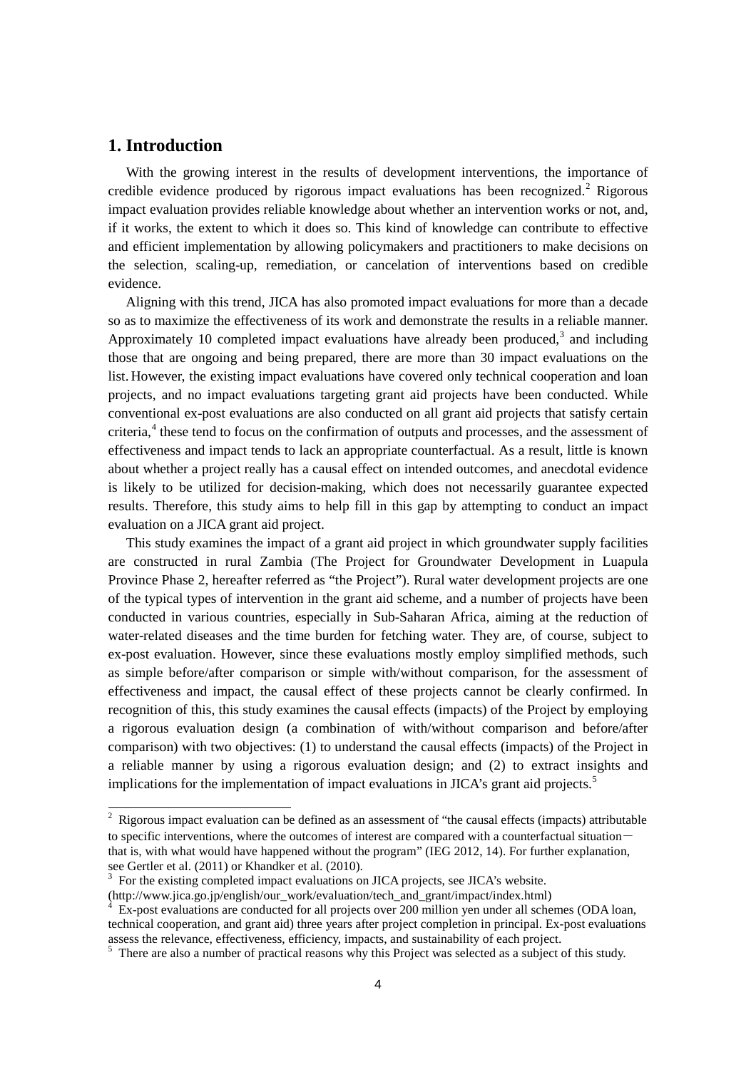## 1. Introduction

With the growing interest in the results of development interventions, the importance of credible evidence produced by rigorous impact evaluations has been recognized.[2] Rigorous impact evaluation provides reliable knowledge about whether an intervention works or not, and, if it works, the extent to which it does so. This kind of knowledge can contribute to effective and efficient implementation by allowing policymakers and practitioners to make decisions on the selection, scaling-up, remediation, or cancelation of interventions based on credible evidence.

Aligning with this trend, JICA has also promoted impact evaluations for more than a decade so as to maximize the effectiveness of its work and demonstrate the results in a reliable manner. Approximately 10 completed impact evaluations have already been produced,[3] and including those that are ongoing and being prepared, there are more than 30 impact evaluations on the list. However, the existing impact evaluations have covered only technical cooperation and loan projects, and no impact evaluations targeting grant aid projects have been conducted. While conventional ex-post evaluations are also conducted on all grant aid projects that satisfy certain criteria,[4] these tend to focus on the confirmation of outputs and processes, and the assessment of effectiveness and impact tends to lack an appropriate counterfactual. As a result, little is known about whether a project really has a causal effect on intended outcomes, and anecdotal evidence is likely to be utilized for decision-making, which does not necessarily guarantee expected results. Therefore, this study aims to help fill in this gap by attempting to conduct an impact evaluation on a JICA grant aid project.

This study examines the impact of a grant aid project in which groundwater supply facilities are constructed in rural Zambia (The Project for Groundwater Development in Luapula Province Phase 2, hereafter referred as "the Project"). Rural water development projects are one of the typical types of intervention in the grant aid scheme, and a number of projects have been conducted in various countries, especially in Sub-Saharan Africa, aiming at the reduction of water-related diseases and the time burden for fetching water. They are, of course, subject to ex-post evaluation. However, since these evaluations mostly employ simplified methods, such as simple before/after comparison or simple with/without comparison, for the assessment of effectiveness and impact, the causal effect of these projects cannot be clearly confirmed. In recognition of this, this study examines the causal effects (impacts) of the Project by employing a rigorous evaluation design (a combination of with/without comparison and before/after comparison) with two objectives: (1) to understand the causal effects (impacts) of the Project in a reliable manner by using a rigorous evaluation design; and (2) to extract insights and implications for the implementation of impact evaluations in JICA's grant aid projects.[5]

---

[2] Rigorous impact evaluation can be defined as an assessment of "the causal effects (impacts) attributable to specific interventions, where the outcomes of interest are compared with a counterfactual situation－that is, with what would have happened without the program" (IEG 2012, 14). For further explanation, see Gertler et al. (2011) or Khandker et al. (2010).

[3] For the existing completed impact evaluations on JICA projects, see JICA's website. (http://www.jica.go.jp/english/our_work/evaluation/tech_and_grant/impact/index.html)

[4] Ex-post evaluations are conducted for all projects over 200 million yen under all schemes (ODA loan, technical cooperation, and grant aid) three years after project completion in principal. Ex-post evaluations assess the relevance, effectiveness, efficiency, impacts, and sustainability of each project.

[5] There are also a number of practical reasons why this Project was selected as a subject of this study.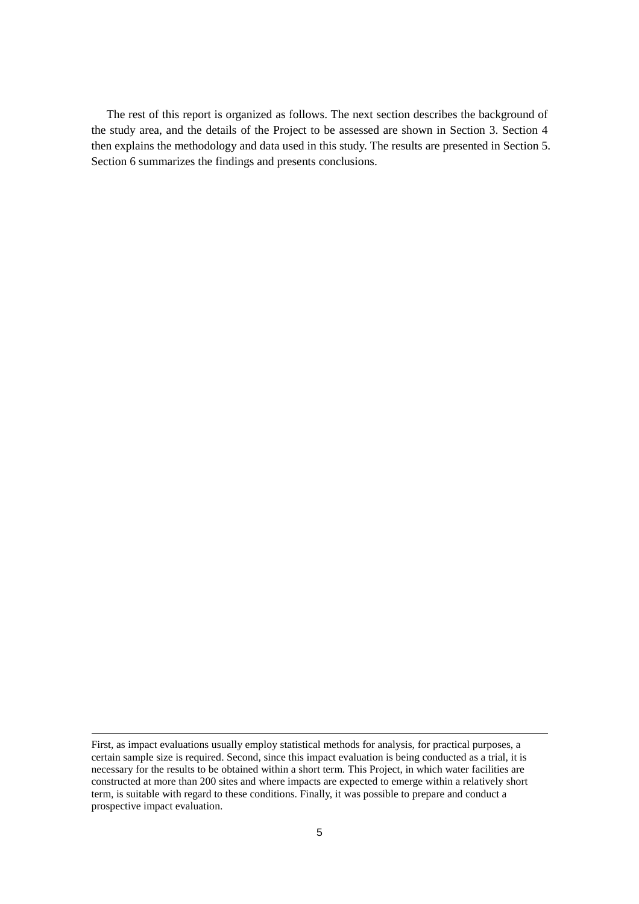The rest of this report is organized as follows. The next section describes the background of the study area, and the details of the Project to be assessed are shown in Section 3. Section 4 then explains the methodology and data used in this study. The results are presented in Section 5. Section 6 summarizes the findings and presents conclusions.

---

First, as impact evaluations usually employ statistical methods for analysis, for practical purposes, a certain sample size is required. Second, since this impact evaluation is being conducted as a trial, it is necessary for the results to be obtained within a short term. This Project, in which water facilities are constructed at more than 200 sites and where impacts are expected to emerge within a relatively short term, is suitable with regard to these conditions. Finally, it was possible to prepare and conduct a prospective impact evaluation.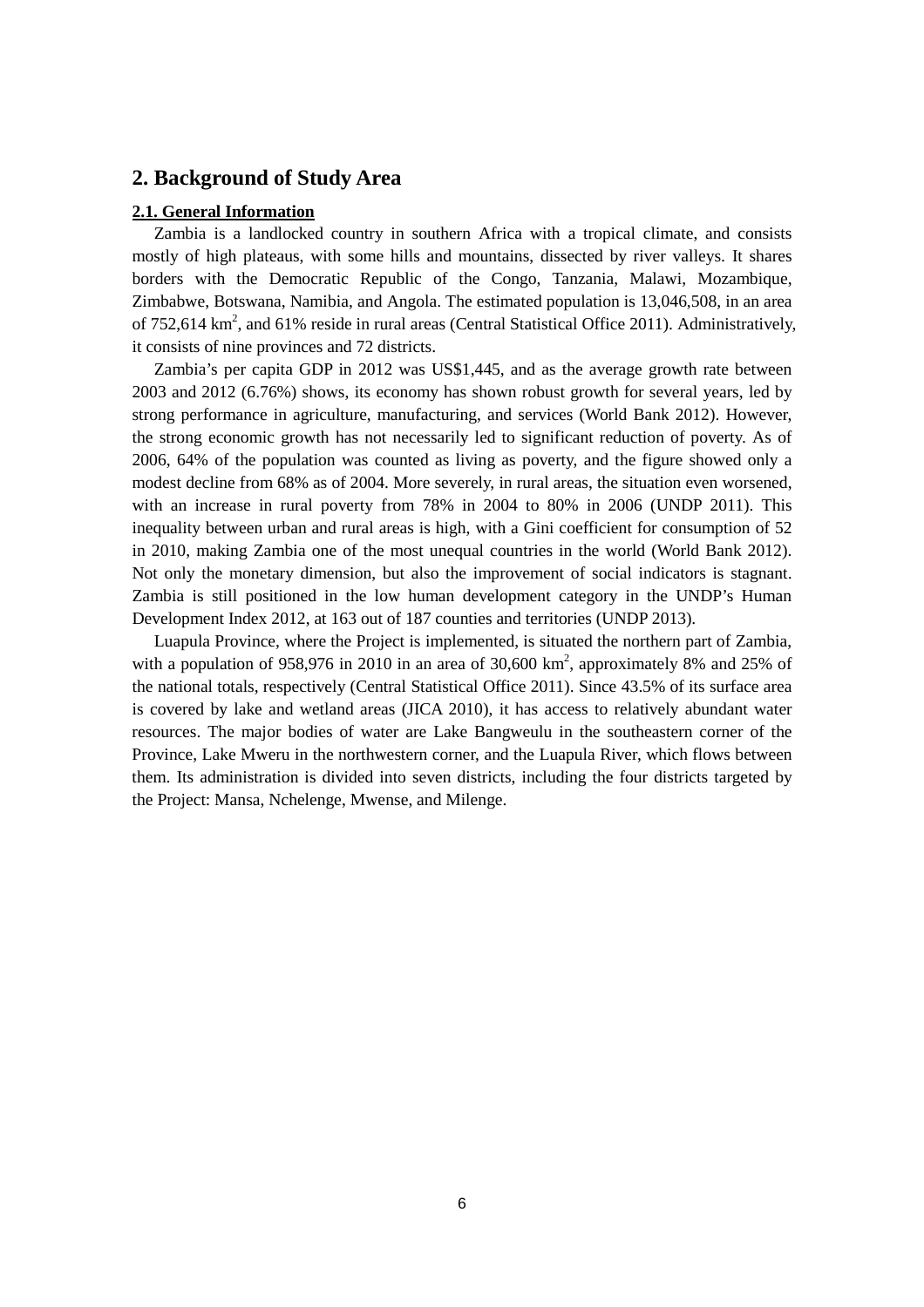## 2. Background of Study Area

### 2.1. General Information

Zambia is a landlocked country in southern Africa with a tropical climate, and consists mostly of high plateaus, with some hills and mountains, dissected by river valleys. It shares borders with the Democratic Republic of the Congo, Tanzania, Malawi, Mozambique, Zimbabwe, Botswana, Namibia, and Angola. The estimated population is 13,046,508, in an area of 752,614 km$^2$, and 61% reside in rural areas (Central Statistical Office 2011). Administratively, it consists of nine provinces and 72 districts.

Zambia's per capita GDP in 2012 was US$1,445, and as the average growth rate between 2003 and 2012 (6.76%) shows, its economy has shown robust growth for several years, led by strong performance in agriculture, manufacturing, and services (World Bank 2012). However, the strong economic growth has not necessarily led to significant reduction of poverty. As of 2006, 64% of the population was counted as living as poverty, and the figure showed only a modest decline from 68% as of 2004. More severely, in rural areas, the situation even worsened, with an increase in rural poverty from 78% in 2004 to 80% in 2006 (UNDP 2011). This inequality between urban and rural areas is high, with a Gini coefficient for consumption of 52 in 2010, making Zambia one of the most unequal countries in the world (World Bank 2012). Not only the monetary dimension, but also the improvement of social indicators is stagnant. Zambia is still positioned in the low human development category in the UNDP's Human Development Index 2012, at 163 out of 187 counties and territories (UNDP 2013).

Luapula Province, where the Project is implemented, is situated the northern part of Zambia, with a population of 958,976 in 2010 in an area of 30,600 km$^2$, approximately 8% and 25% of the national totals, respectively (Central Statistical Office 2011). Since 43.5% of its surface area is covered by lake and wetland areas (JICA 2010), it has access to relatively abundant water resources. The major bodies of water are Lake Bangweulu in the southeastern corner of the Province, Lake Mweru in the northwestern corner, and the Luapula River, which flows between them. Its administration is divided into seven districts, including the four districts targeted by the Project: Mansa, Nchelenge, Mwense, and Milenge.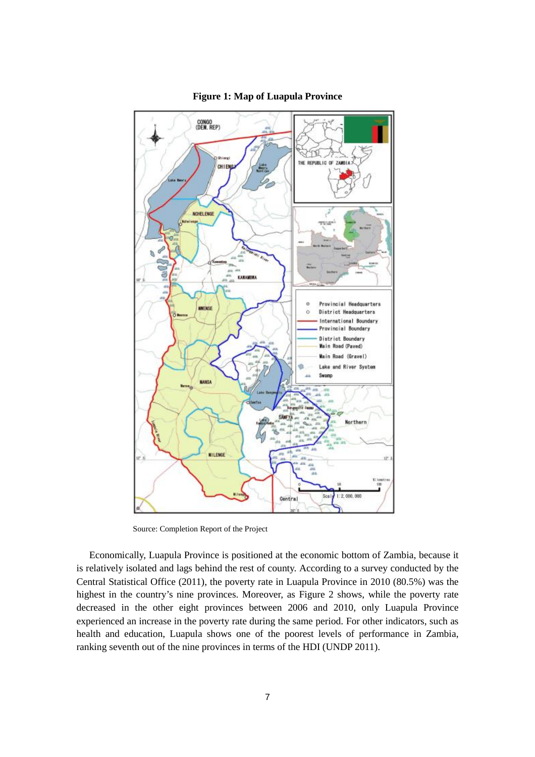**Figure 1: Map of Luapula Province**

Source: Completion Report of the Project

Economically, Luapula Province is positioned at the economic bottom of Zambia, because it is relatively isolated and lags behind the rest of county. According to a survey conducted by the Central Statistical Office (2011), the poverty rate in Luapula Province in 2010 (80.5%) was the highest in the country's nine provinces. Moreover, as Figure 2 shows, while the poverty rate decreased in the other eight provinces between 2006 and 2010, only Luapula Province experienced an increase in the poverty rate during the same period. For other indicators, such as health and education, Luapula shows one of the poorest levels of performance in Zambia, ranking seventh out of the nine provinces in terms of the HDI (UNDP 2011).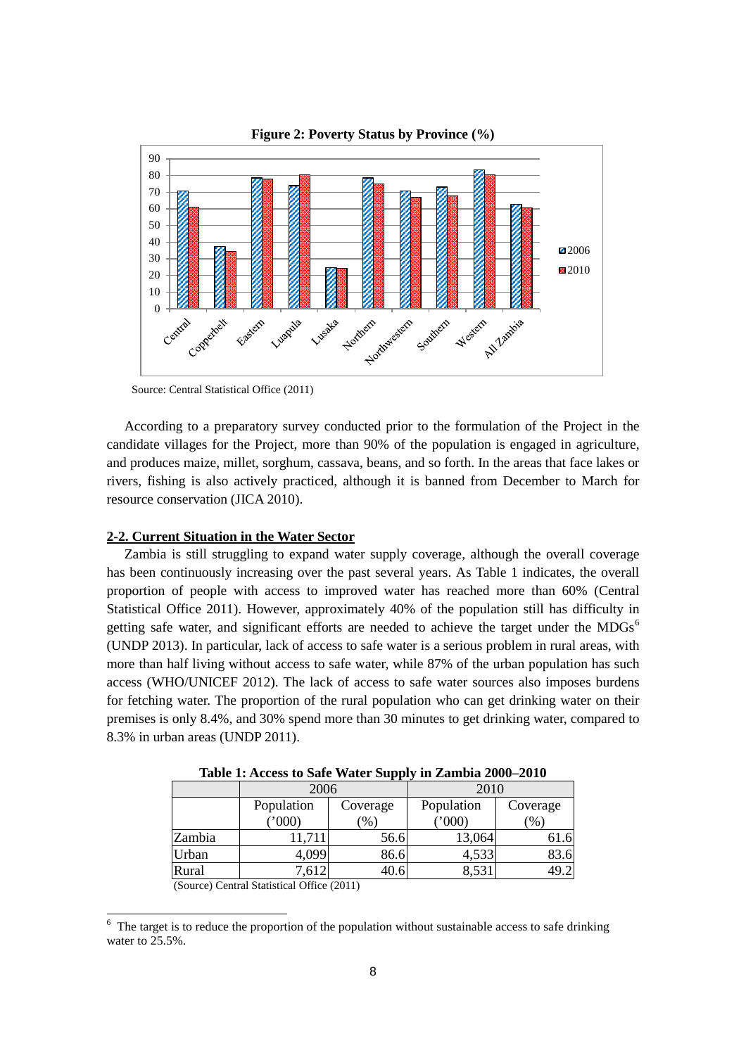**Figure 2: Poverty Status by Province (%)**

Source: Central Statistical Office (2011)

According to a preparatory survey conducted prior to the formulation of the Project in the candidate villages for the Project, more than 90% of the population is engaged in agriculture, and produces maize, millet, sorghum, cassava, beans, and so forth. In the areas that face lakes or rivers, fishing is also actively practiced, although it is banned from December to March for resource conservation (JICA 2010).

## 2-2. Current Situation in the Water Sector

Zambia is still struggling to expand water supply coverage, although the overall coverage has been continuously increasing over the past several years. As Table 1 indicates, the overall proportion of people with access to improved water has reached more than 60% (Central Statistical Office 2011). However, approximately 40% of the population still has difficulty in getting safe water, and significant efforts are needed to achieve the target under the MDGs[6] (UNDP 2013). In particular, lack of access to safe water is a serious problem in rural areas, with more than half living without access to safe water, while 87% of the urban population has such access (WHO/UNICEF 2012). The lack of access to safe water sources also imposes burdens for fetching water. The proportion of the rural population who can get drinking water on their premises is only 8.4%, and 30% spend more than 30 minutes to get drinking water, compared to 8.3% in urban areas (UNDP 2011).

**Table 1: Access to Safe Water Supply in Zambia 2000–2010**

| | 2006 | | 2010 | |
|---|---|---|---|---|
| | Population ('000) | Coverage (%) | Population ('000) | Coverage (%) |
| Zambia | 11,711 | 56.6 | 13,064 | 61.6 |
| Urban | 4,099 | 86.6 | 4,533 | 83.6 |
| Rural | 7,612 | 40.6 | 8,531 | 49.2 |

(Source) Central Statistical Office (2011)

[6] The target is to reduce the proportion of the population without sustainable access to safe drinking water to 25.5%.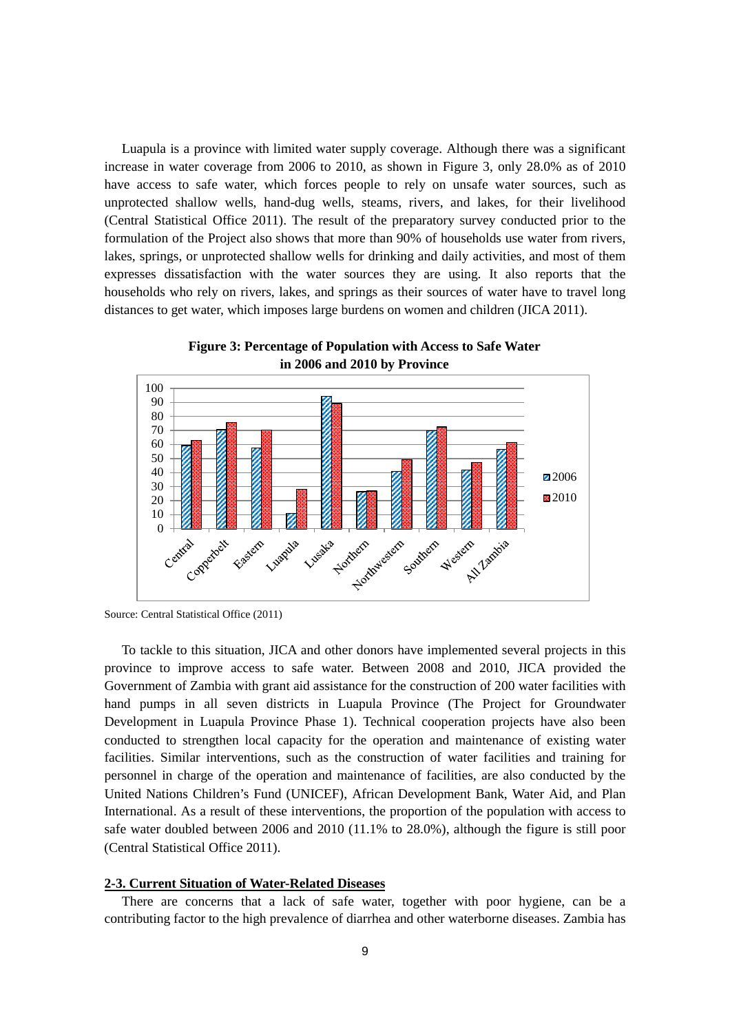Luapula is a province with limited water supply coverage. Although there was a significant increase in water coverage from 2006 to 2010, as shown in Figure 3, only 28.0% as of 2010 have access to safe water, which forces people to rely on unsafe water sources, such as unprotected shallow wells, hand-dug wells, steams, rivers, and lakes, for their livelihood (Central Statistical Office 2011). The result of the preparatory survey conducted prior to the formulation of the Project also shows that more than 90% of households use water from rivers, lakes, springs, or unprotected shallow wells for drinking and daily activities, and most of them expresses dissatisfaction with the water sources they are using. It also reports that the households who rely on rivers, lakes, and springs as their sources of water have to travel long distances to get water, which imposes large burdens on women and children (JICA 2011).

**Figure 3: Percentage of Population with Access to Safe Water in 2006 and 2010 by Province**

Source: Central Statistical Office (2011)

To tackle to this situation, JICA and other donors have implemented several projects in this province to improve access to safe water. Between 2008 and 2010, JICA provided the Government of Zambia with grant aid assistance for the construction of 200 water facilities with hand pumps in all seven districts in Luapula Province (The Project for Groundwater Development in Luapula Province Phase 1). Technical cooperation projects have also been conducted to strengthen local capacity for the operation and maintenance of existing water facilities. Similar interventions, such as the construction of water facilities and training for personnel in charge of the operation and maintenance of facilities, are also conducted by the United Nations Children's Fund (UNICEF), African Development Bank, Water Aid, and Plan International. As a result of these interventions, the proportion of the population with access to safe water doubled between 2006 and 2010 (11.1% to 28.0%), although the figure is still poor (Central Statistical Office 2011).

### 2-3. Current Situation of Water-Related Diseases

There are concerns that a lack of safe water, together with poor hygiene, can be a contributing factor to the high prevalence of diarrhea and other waterborne diseases. Zambia has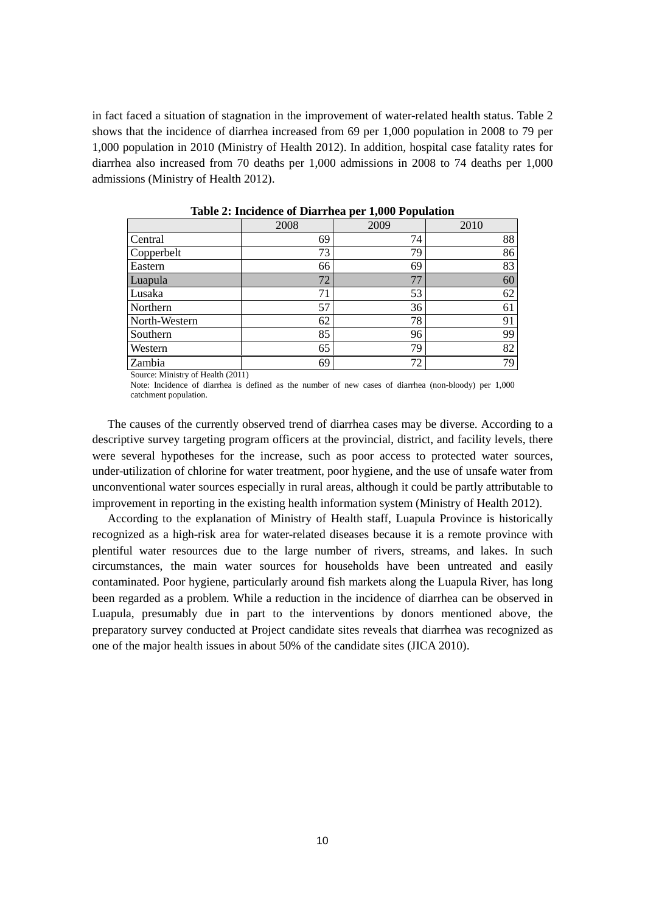in fact faced a situation of stagnation in the improvement of water-related health status. Table 2 shows that the incidence of diarrhea increased from 69 per 1,000 population in 2008 to 79 per 1,000 population in 2010 (Ministry of Health 2012). In addition, hospital case fatality rates for diarrhea also increased from 70 deaths per 1,000 admissions in 2008 to 74 deaths per 1,000 admissions (Ministry of Health 2012).

**Table 2: Incidence of Diarrhea per 1,000 Population**

| | 2008 | 2009 | 2010 |
|---|---|---|---|
| Central | 69 | 74 | 88 |
| Copperbelt | 73 | 79 | 86 |
| Eastern | 66 | 69 | 83 |
| Luapula | 72 | 77 | 60 |
| Lusaka | 71 | 53 | 62 |
| Northern | 57 | 36 | 61 |
| North-Western | 62 | 78 | 91 |
| Southern | 85 | 96 | 99 |
| Western | 65 | 79 | 82 |
| Zambia | 69 | 72 | 79 |

Source: Ministry of Health (2011)

Note: Incidence of diarrhea is defined as the number of new cases of diarrhea (non-bloody) per 1,000 catchment population.

The causes of the currently observed trend of diarrhea cases may be diverse. According to a descriptive survey targeting program officers at the provincial, district, and facility levels, there were several hypotheses for the increase, such as poor access to protected water sources, under-utilization of chlorine for water treatment, poor hygiene, and the use of unsafe water from unconventional water sources especially in rural areas, although it could be partly attributable to improvement in reporting in the existing health information system (Ministry of Health 2012).

According to the explanation of Ministry of Health staff, Luapula Province is historically recognized as a high-risk area for water-related diseases because it is a remote province with plentiful water resources due to the large number of rivers, streams, and lakes. In such circumstances, the main water sources for households have been untreated and easily contaminated. Poor hygiene, particularly around fish markets along the Luapula River, has long been regarded as a problem. While a reduction in the incidence of diarrhea can be observed in Luapula, presumably due in part to the interventions by donors mentioned above, the preparatory survey conducted at Project candidate sites reveals that diarrhea was recognized as one of the major health issues in about 50% of the candidate sites (JICA 2010).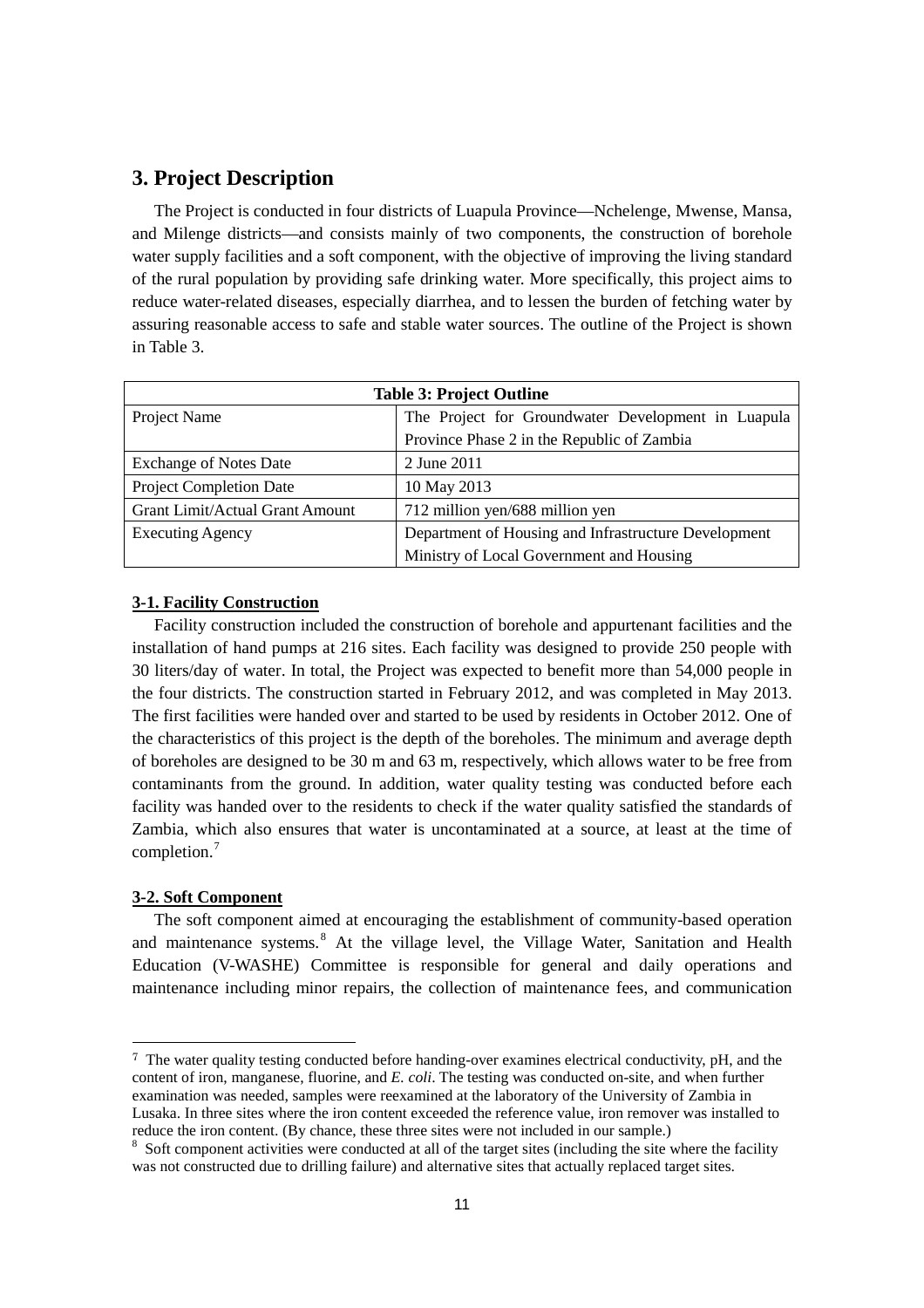## 3. Project Description

The Project is conducted in four districts of Luapula Province—Nchelenge, Mwense, Mansa, and Milenge districts—and consists mainly of two components, the construction of borehole water supply facilities and a soft component, with the objective of improving the living standard of the rural population by providing safe drinking water. More specifically, this project aims to reduce water-related diseases, especially diarrhea, and to lessen the burden of fetching water by assuring reasonable access to safe and stable water sources. The outline of the Project is shown in Table 3.

**Table 3: Project Outline**

| | |
|---|---|
| Project Name | The Project for Groundwater Development in Luapula Province Phase 2 in the Republic of Zambia |
| Exchange of Notes Date | 2 June 2011 |
| Project Completion Date | 10 May 2013 |
| Grant Limit/Actual Grant Amount | 712 million yen/688 million yen |
| Executing Agency | Department of Housing and Infrastructure Development Ministry of Local Government and Housing |

### 3-1. Facility Construction

Facility construction included the construction of borehole and appurtenant facilities and the installation of hand pumps at 216 sites. Each facility was designed to provide 250 people with 30 liters/day of water. In total, the Project was expected to benefit more than 54,000 people in the four districts. The construction started in February 2012, and was completed in May 2013. The first facilities were handed over and started to be used by residents in October 2012. One of the characteristics of this project is the depth of the boreholes. The minimum and average depth of boreholes are designed to be 30 m and 63 m, respectively, which allows water to be free from contaminants from the ground. In addition, water quality testing was conducted before each facility was handed over to the residents to check if the water quality satisfied the standards of Zambia, which also ensures that water is uncontaminated at a source, at least at the time of completion.[7]

### 3-2. Soft Component

The soft component aimed at encouraging the establishment of community-based operation and maintenance systems.[8] At the village level, the Village Water, Sanitation and Health Education (V-WASHE) Committee is responsible for general and daily operations and maintenance including minor repairs, the collection of maintenance fees, and communication

---

[7] The water quality testing conducted before handing-over examines electrical conductivity, pH, and the content of iron, manganese, fluorine, and *E. coli*. The testing was conducted on-site, and when further examination was needed, samples were reexamined at the laboratory of the University of Zambia in Lusaka. In three sites where the iron content exceeded the reference value, iron remover was installed to reduce the iron content. (By chance, these three sites were not included in our sample.)

[8] Soft component activities were conducted at all of the target sites (including the site where the facility was not constructed due to drilling failure) and alternative sites that actually replaced target sites.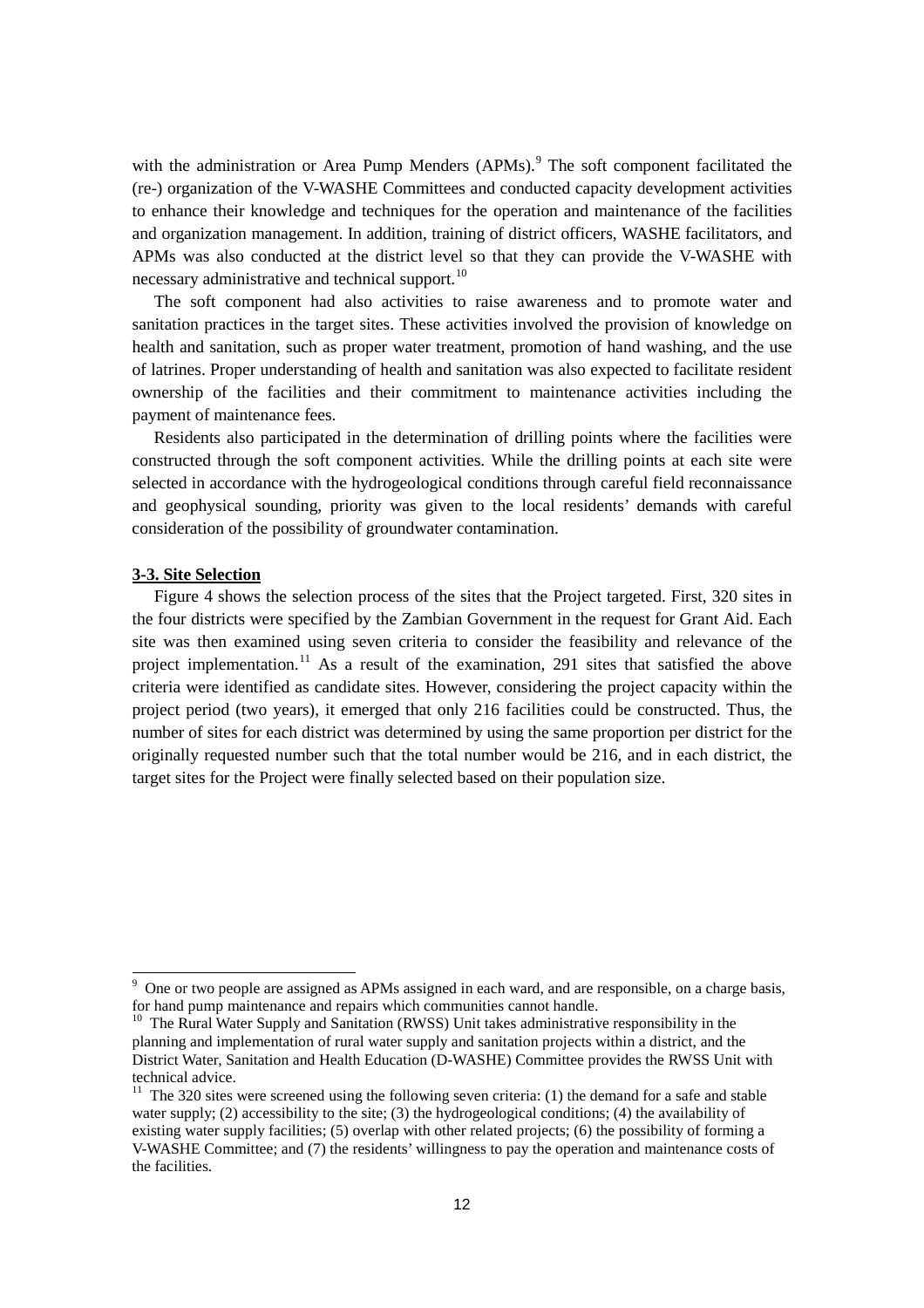with the administration or Area Pump Menders (APMs).[9] The soft component facilitated the (re-) organization of the V-WASHE Committees and conducted capacity development activities to enhance their knowledge and techniques for the operation and maintenance of the facilities and organization management. In addition, training of district officers, WASHE facilitators, and APMs was also conducted at the district level so that they can provide the V-WASHE with necessary administrative and technical support.[10]

The soft component had also activities to raise awareness and to promote water and sanitation practices in the target sites. These activities involved the provision of knowledge on health and sanitation, such as proper water treatment, promotion of hand washing, and the use of latrines. Proper understanding of health and sanitation was also expected to facilitate resident ownership of the facilities and their commitment to maintenance activities including the payment of maintenance fees.

Residents also participated in the determination of drilling points where the facilities were constructed through the soft component activities. While the drilling points at each site were selected in accordance with the hydrogeological conditions through careful field reconnaissance and geophysical sounding, priority was given to the local residents' demands with careful consideration of the possibility of groundwater contamination.

**3-3. Site Selection**

Figure 4 shows the selection process of the sites that the Project targeted. First, 320 sites in the four districts were specified by the Zambian Government in the request for Grant Aid. Each site was then examined using seven criteria to consider the feasibility and relevance of the project implementation.[11] As a result of the examination, 291 sites that satisfied the above criteria were identified as candidate sites. However, considering the project capacity within the project period (two years), it emerged that only 216 facilities could be constructed. Thus, the number of sites for each district was determined by using the same proportion per district for the originally requested number such that the total number would be 216, and in each district, the target sites for the Project were finally selected based on their population size.

---

[9] One or two people are assigned as APMs assigned in each ward, and are responsible, on a charge basis, for hand pump maintenance and repairs which communities cannot handle.

[10] The Rural Water Supply and Sanitation (RWSS) Unit takes administrative responsibility in the planning and implementation of rural water supply and sanitation projects within a district, and the District Water, Sanitation and Health Education (D-WASHE) Committee provides the RWSS Unit with technical advice.

[11] The 320 sites were screened using the following seven criteria: (1) the demand for a safe and stable water supply; (2) accessibility to the site; (3) the hydrogeological conditions; (4) the availability of existing water supply facilities; (5) overlap with other related projects; (6) the possibility of forming a V-WASHE Committee; and (7) the residents' willingness to pay the operation and maintenance costs of the facilities.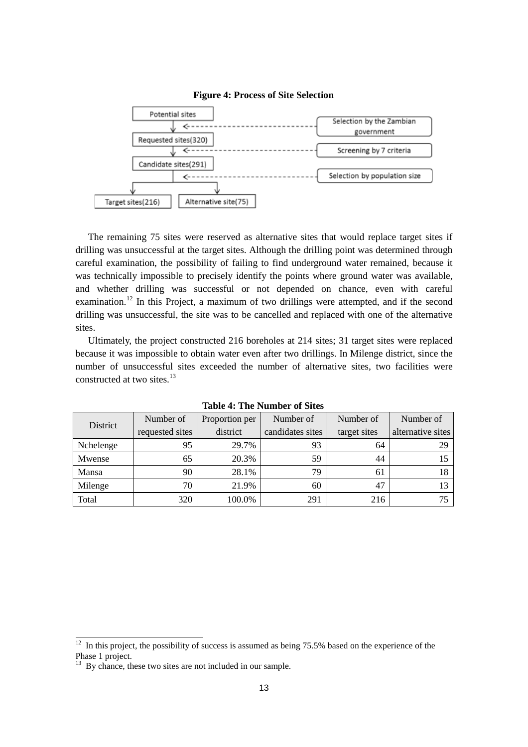**Figure 4: Process of Site Selection**

```
Potential sites
      ↓  <------------------------- Selection by the Zambian government
Requested sites(320)
      ↓  <------------------------- Screening by 7 criteria
Candidate sites(291)
      |  <------------------------- Selection by population size
   ↓              ↓
Target sites(216)   Alternative site(75)
```

The remaining 75 sites were reserved as alternative sites that would replace target sites if drilling was unsuccessful at the target sites. Although the drilling point was determined through careful examination, the possibility of failing to find underground water remained, because it was technically impossible to precisely identify the points where ground water was available, and whether drilling was successful or not depended on chance, even with careful examination.[12] In this Project, a maximum of two drillings were attempted, and if the second drilling was unsuccessful, the site was to be cancelled and replaced with one of the alternative sites.

Ultimately, the project constructed 216 boreholes at 214 sites; 31 target sites were replaced because it was impossible to obtain water even after two drillings. In Milenge district, since the number of unsuccessful sites exceeded the number of alternative sites, two facilities were constructed at two sites.[13]

**Table 4: The Number of Sites**

| District | Number of requested sites | Proportion per district | Number of candidates sites | Number of target sites | Number of alternative sites |
|---|---|---|---|---|---|
| Nchelenge | 95 | 29.7% | 93 | 64 | 29 |
| Mwense | 65 | 20.3% | 59 | 44 | 15 |
| Mansa | 90 | 28.1% | 79 | 61 | 18 |
| Milenge | 70 | 21.9% | 60 | 47 | 13 |
| Total | 320 | 100.0% | 291 | 216 | 75 |

[12] In this project, the possibility of success is assumed as being 75.5% based on the experience of the Phase 1 project.

[13] By chance, these two sites are not included in our sample.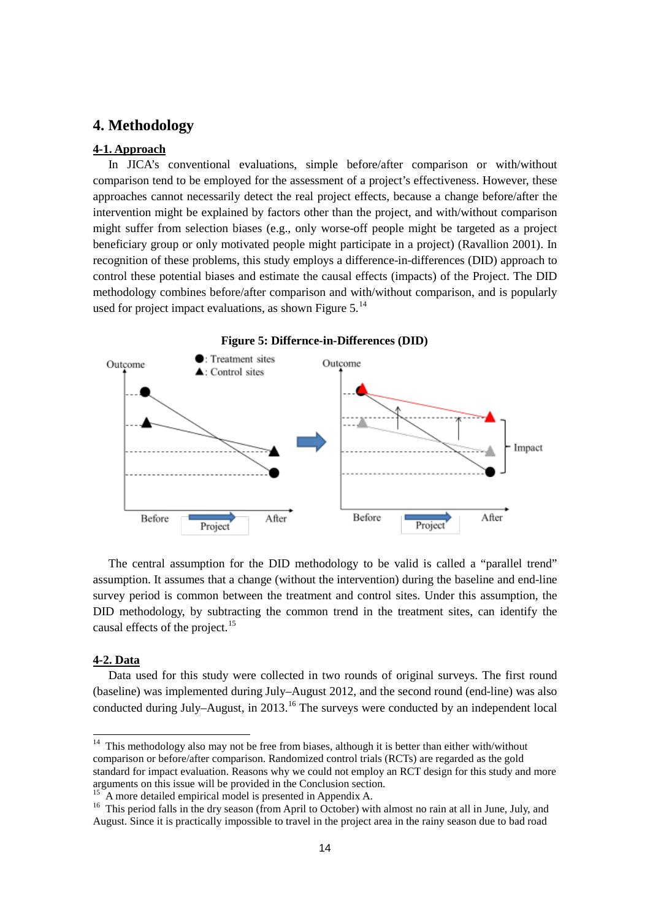# 4. Methodology

## 4-1. Approach

In JICA's conventional evaluations, simple before/after comparison or with/without comparison tend to be employed for the assessment of a project's effectiveness. However, these approaches cannot necessarily detect the real project effects, because a change before/after the intervention might be explained by factors other than the project, and with/without comparison might suffer from selection biases (e.g., only worse-off people might be targeted as a project beneficiary group or only motivated people might participate in a project) (Ravallion 2001). In recognition of these problems, this study employs a difference-in-differences (DID) approach to control these potential biases and estimate the causal effects (impacts) of the Project. The DID methodology combines before/after comparison and with/without comparison, and is popularly used for project impact evaluations, as shown Figure 5.[14]

**Figure 5: Differnce-in-Differences (DID)**

The central assumption for the DID methodology to be valid is called a "parallel trend" assumption. It assumes that a change (without the intervention) during the baseline and end-line survey period is common between the treatment and control sites. Under this assumption, the DID methodology, by subtracting the common trend in the treatment sites, can identify the causal effects of the project.[15]

## 4-2. Data

Data used for this study were collected in two rounds of original surveys. The first round (baseline) was implemented during July–August 2012, and the second round (end-line) was also conducted during July–August, in 2013.[16] The surveys were conducted by an independent local

---

[14] This methodology also may not be free from biases, although it is better than either with/without comparison or before/after comparison. Randomized control trials (RCTs) are regarded as the gold standard for impact evaluation. Reasons why we could not employ an RCT design for this study and more arguments on this issue will be provided in the Conclusion section.

[15] A more detailed empirical model is presented in Appendix A.

[16] This period falls in the dry season (from April to October) with almost no rain at all in June, July, and August. Since it is practically impossible to travel in the project area in the rainy season due to bad road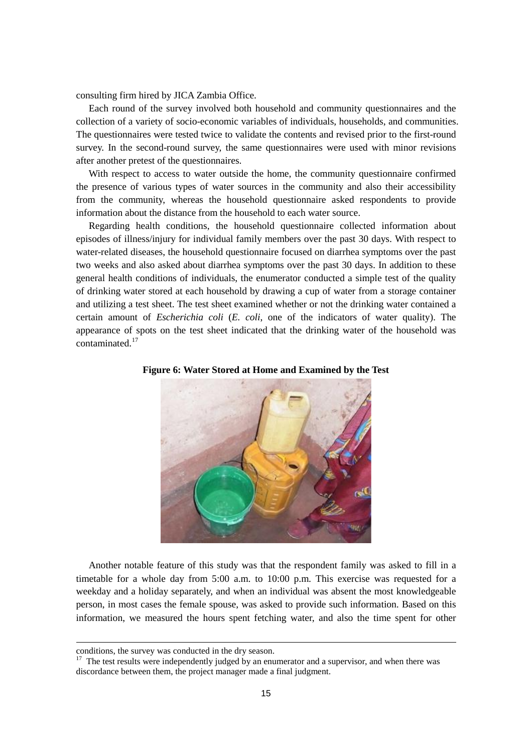consulting firm hired by JICA Zambia Office.

Each round of the survey involved both household and community questionnaires and the collection of a variety of socio-economic variables of individuals, households, and communities. The questionnaires were tested twice to validate the contents and revised prior to the first-round survey. In the second-round survey, the same questionnaires were used with minor revisions after another pretest of the questionnaires.

With respect to access to water outside the home, the community questionnaire confirmed the presence of various types of water sources in the community and also their accessibility from the community, whereas the household questionnaire asked respondents to provide information about the distance from the household to each water source.

Regarding health conditions, the household questionnaire collected information about episodes of illness/injury for individual family members over the past 30 days. With respect to water-related diseases, the household questionnaire focused on diarrhea symptoms over the past two weeks and also asked about diarrhea symptoms over the past 30 days. In addition to these general health conditions of individuals, the enumerator conducted a simple test of the quality of drinking water stored at each household by drawing a cup of water from a storage container and utilizing a test sheet. The test sheet examined whether or not the drinking water contained a certain amount of *Escherichia coli* (*E. coli*, one of the indicators of water quality). The appearance of spots on the test sheet indicated that the drinking water of the household was contaminated.[17]

**Figure 6: Water Stored at Home and Examined by the Test**

Another notable feature of this study was that the respondent family was asked to fill in a timetable for a whole day from 5:00 a.m. to 10:00 p.m. This exercise was requested for a weekday and a holiday separately, and when an individual was absent the most knowledgeable person, in most cases the female spouse, was asked to provide such information. Based on this information, we measured the hours spent fetching water, and also the time spent for other

---

conditions, the survey was conducted in the dry season.

[17] The test results were independently judged by an enumerator and a supervisor, and when there was discordance between them, the project manager made a final judgment.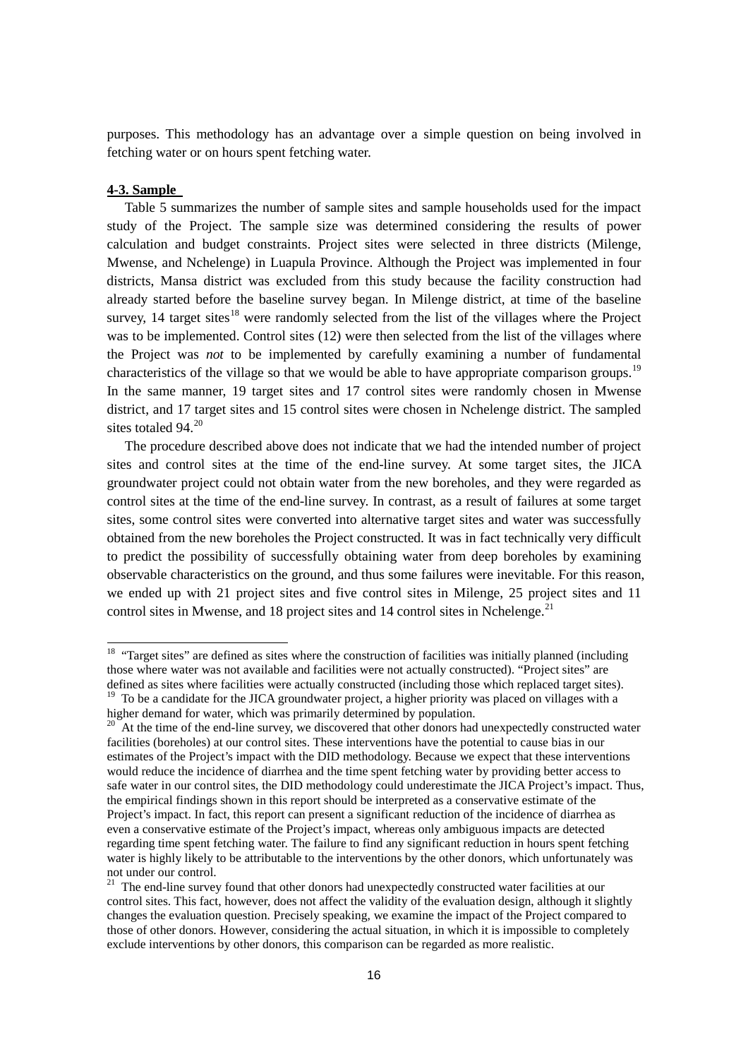purposes. This methodology has an advantage over a simple question on being involved in fetching water or on hours spent fetching water.

**4-3. Sample**

Table 5 summarizes the number of sample sites and sample households used for the impact study of the Project. The sample size was determined considering the results of power calculation and budget constraints. Project sites were selected in three districts (Milenge, Mwense, and Nchelenge) in Luapula Province. Although the Project was implemented in four districts, Mansa district was excluded from this study because the facility construction had already started before the baseline survey began. In Milenge district, at time of the baseline survey, 14 target sites[18] were randomly selected from the list of the villages where the Project was to be implemented. Control sites (12) were then selected from the list of the villages where the Project was *not* to be implemented by carefully examining a number of fundamental characteristics of the village so that we would be able to have appropriate comparison groups.[19] In the same manner, 19 target sites and 17 control sites were randomly chosen in Mwense district, and 17 target sites and 15 control sites were chosen in Nchelenge district. The sampled sites totaled 94.[20]

The procedure described above does not indicate that we had the intended number of project sites and control sites at the time of the end-line survey. At some target sites, the JICA groundwater project could not obtain water from the new boreholes, and they were regarded as control sites at the time of the end-line survey. In contrast, as a result of failures at some target sites, some control sites were converted into alternative target sites and water was successfully obtained from the new boreholes the Project constructed. It was in fact technically very difficult to predict the possibility of successfully obtaining water from deep boreholes by examining observable characteristics on the ground, and thus some failures were inevitable. For this reason, we ended up with 21 project sites and five control sites in Milenge, 25 project sites and 11 control sites in Mwense, and 18 project sites and 14 control sites in Nchelenge.[21]

---

[18] "Target sites" are defined as sites where the construction of facilities was initially planned (including those where water was not available and facilities were not actually constructed). "Project sites" are defined as sites where facilities were actually constructed (including those which replaced target sites).

[19] To be a candidate for the JICA groundwater project, a higher priority was placed on villages with a higher demand for water, which was primarily determined by population.

[20] At the time of the end-line survey, we discovered that other donors had unexpectedly constructed water facilities (boreholes) at our control sites. These interventions have the potential to cause bias in our estimates of the Project's impact with the DID methodology. Because we expect that these interventions would reduce the incidence of diarrhea and the time spent fetching water by providing better access to safe water in our control sites, the DID methodology could underestimate the JICA Project's impact. Thus, the empirical findings shown in this report should be interpreted as a conservative estimate of the Project's impact. In fact, this report can present a significant reduction of the incidence of diarrhea as even a conservative estimate of the Project's impact, whereas only ambiguous impacts are detected regarding time spent fetching water. The failure to find any significant reduction in hours spent fetching water is highly likely to be attributable to the interventions by the other donors, which unfortunately was not under our control.

[21] The end-line survey found that other donors had unexpectedly constructed water facilities at our control sites. This fact, however, does not affect the validity of the evaluation design, although it slightly changes the evaluation question. Precisely speaking, we examine the impact of the Project compared to those of other donors. However, considering the actual situation, in which it is impossible to completely exclude interventions by other donors, this comparison can be regarded as more realistic.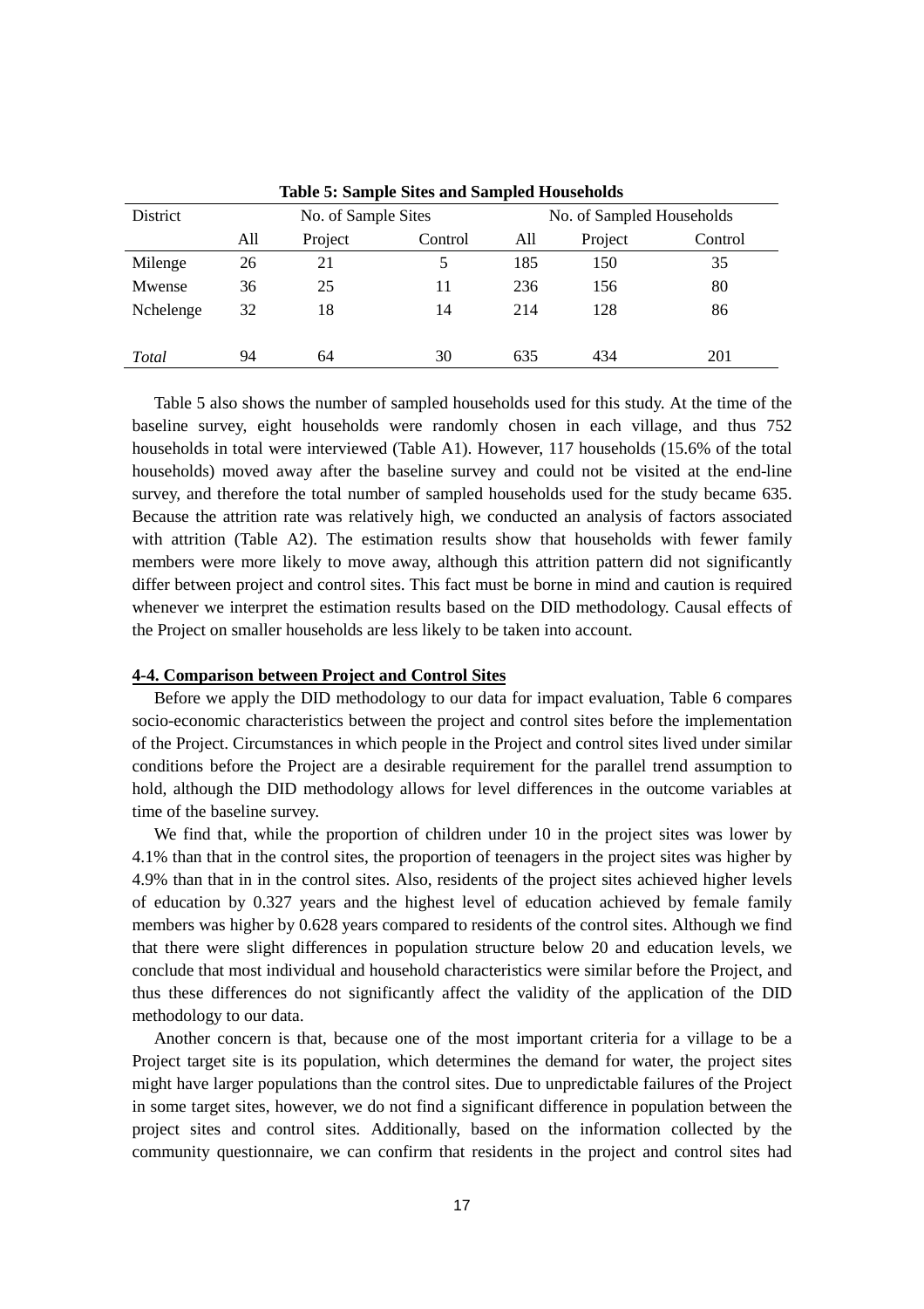**Table 5: Sample Sites and Sampled Households**

| District | No. of Sample Sites | | | No. of Sampled Households | | |
|---|---|---|---|---|---|---|
| | All | Project | Control | All | Project | Control |
| Milenge | 26 | 21 | 5 | 185 | 150 | 35 |
| Mwense | 36 | 25 | 11 | 236 | 156 | 80 |
| Nchelenge | 32 | 18 | 14 | 214 | 128 | 86 |
| *Total* | 94 | 64 | 30 | 635 | 434 | 201 |

Table 5 also shows the number of sampled households used for this study. At the time of the baseline survey, eight households were randomly chosen in each village, and thus 752 households in total were interviewed (Table A1). However, 117 households (15.6% of the total households) moved away after the baseline survey and could not be visited at the end-line survey, and therefore the total number of sampled households used for the study became 635. Because the attrition rate was relatively high, we conducted an analysis of factors associated with attrition (Table A2). The estimation results show that households with fewer family members were more likely to move away, although this attrition pattern did not significantly differ between project and control sites. This fact must be borne in mind and caution is required whenever we interpret the estimation results based on the DID methodology. Causal effects of the Project on smaller households are less likely to be taken into account.

### 4-4. Comparison between Project and Control Sites

Before we apply the DID methodology to our data for impact evaluation, Table 6 compares socio-economic characteristics between the project and control sites before the implementation of the Project. Circumstances in which people in the Project and control sites lived under similar conditions before the Project are a desirable requirement for the parallel trend assumption to hold, although the DID methodology allows for level differences in the outcome variables at time of the baseline survey.

We find that, while the proportion of children under 10 in the project sites was lower by 4.1% than that in the control sites, the proportion of teenagers in the project sites was higher by 4.9% than that in in the control sites. Also, residents of the project sites achieved higher levels of education by 0.327 years and the highest level of education achieved by female family members was higher by 0.628 years compared to residents of the control sites. Although we find that there were slight differences in population structure below 20 and education levels, we conclude that most individual and household characteristics were similar before the Project, and thus these differences do not significantly affect the validity of the application of the DID methodology to our data.

Another concern is that, because one of the most important criteria for a village to be a Project target site is its population, which determines the demand for water, the project sites might have larger populations than the control sites. Due to unpredictable failures of the Project in some target sites, however, we do not find a significant difference in population between the project sites and control sites. Additionally, based on the information collected by the community questionnaire, we can confirm that residents in the project and control sites had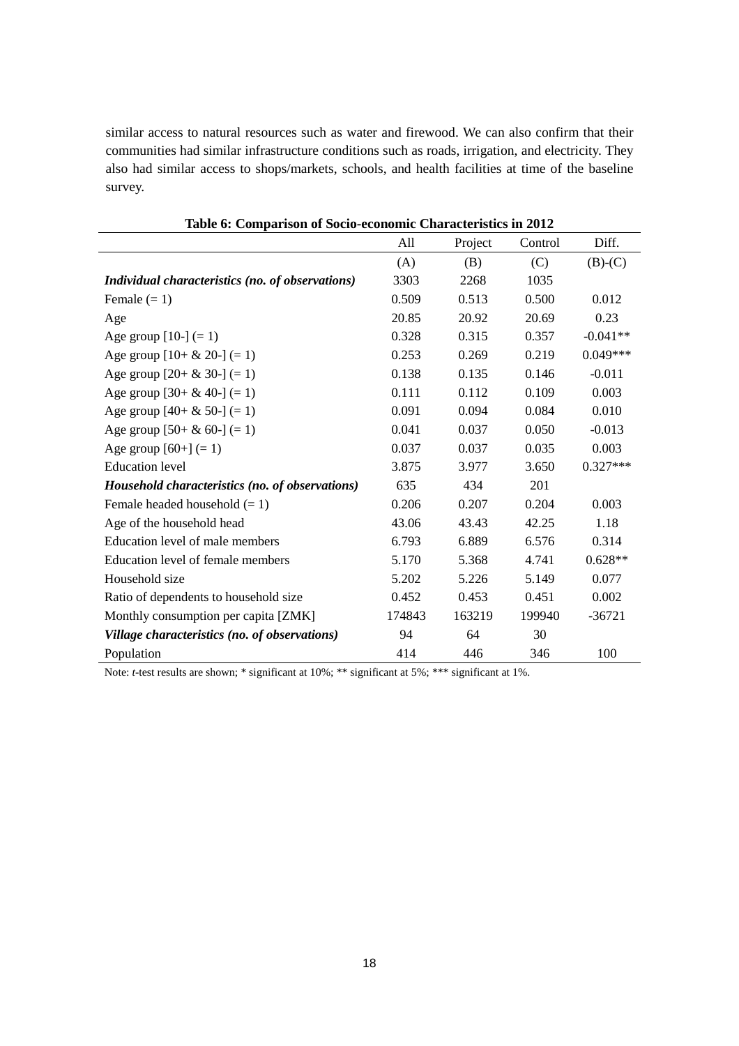similar access to natural resources such as water and firewood. We can also confirm that their communities had similar infrastructure conditions such as roads, irrigation, and electricity. They also had similar access to shops/markets, schools, and health facilities at time of the baseline survey.

**Table 6: Comparison of Socio-economic Characteristics in 2012**

| | All | Project | Control | Diff. |
|---|---|---|---|---|
| | (A) | (B) | (C) | (B)-(C) |
| ***Individual characteristics (no. of observations)*** | 3303 | 2268 | 1035 | |
| Female (= 1) | 0.509 | 0.513 | 0.500 | 0.012 |
| Age | 20.85 | 20.92 | 20.69 | 0.23 |
| Age group [10-] (= 1) | 0.328 | 0.315 | 0.357 | -0.041** |
| Age group [10+ & 20-] (= 1) | 0.253 | 0.269 | 0.219 | 0.049*** |
| Age group [20+ & 30-] (= 1) | 0.138 | 0.135 | 0.146 | -0.011 |
| Age group [30+ & 40-] (= 1) | 0.111 | 0.112 | 0.109 | 0.003 |
| Age group [40+ & 50-] (= 1) | 0.091 | 0.094 | 0.084 | 0.010 |
| Age group [50+ & 60-] (= 1) | 0.041 | 0.037 | 0.050 | -0.013 |
| Age group [60+] (= 1) | 0.037 | 0.037 | 0.035 | 0.003 |
| Education level | 3.875 | 3.977 | 3.650 | 0.327*** |
| ***Household characteristics (no. of observations)*** | 635 | 434 | 201 | |
| Female headed household (= 1) | 0.206 | 0.207 | 0.204 | 0.003 |
| Age of the household head | 43.06 | 43.43 | 42.25 | 1.18 |
| Education level of male members | 6.793 | 6.889 | 6.576 | 0.314 |
| Education level of female members | 5.170 | 5.368 | 4.741 | 0.628** |
| Household size | 5.202 | 5.226 | 5.149 | 0.077 |
| Ratio of dependents to household size | 0.452 | 0.453 | 0.451 | 0.002 |
| Monthly consumption per capita [ZMK] | 174843 | 163219 | 199940 | -36721 |
| ***Village characteristics (no. of observations)*** | 94 | 64 | 30 | |
| Population | 414 | 446 | 346 | 100 |

Note: *t*-test results are shown; * significant at 10%; ** significant at 5%; *** significant at 1%.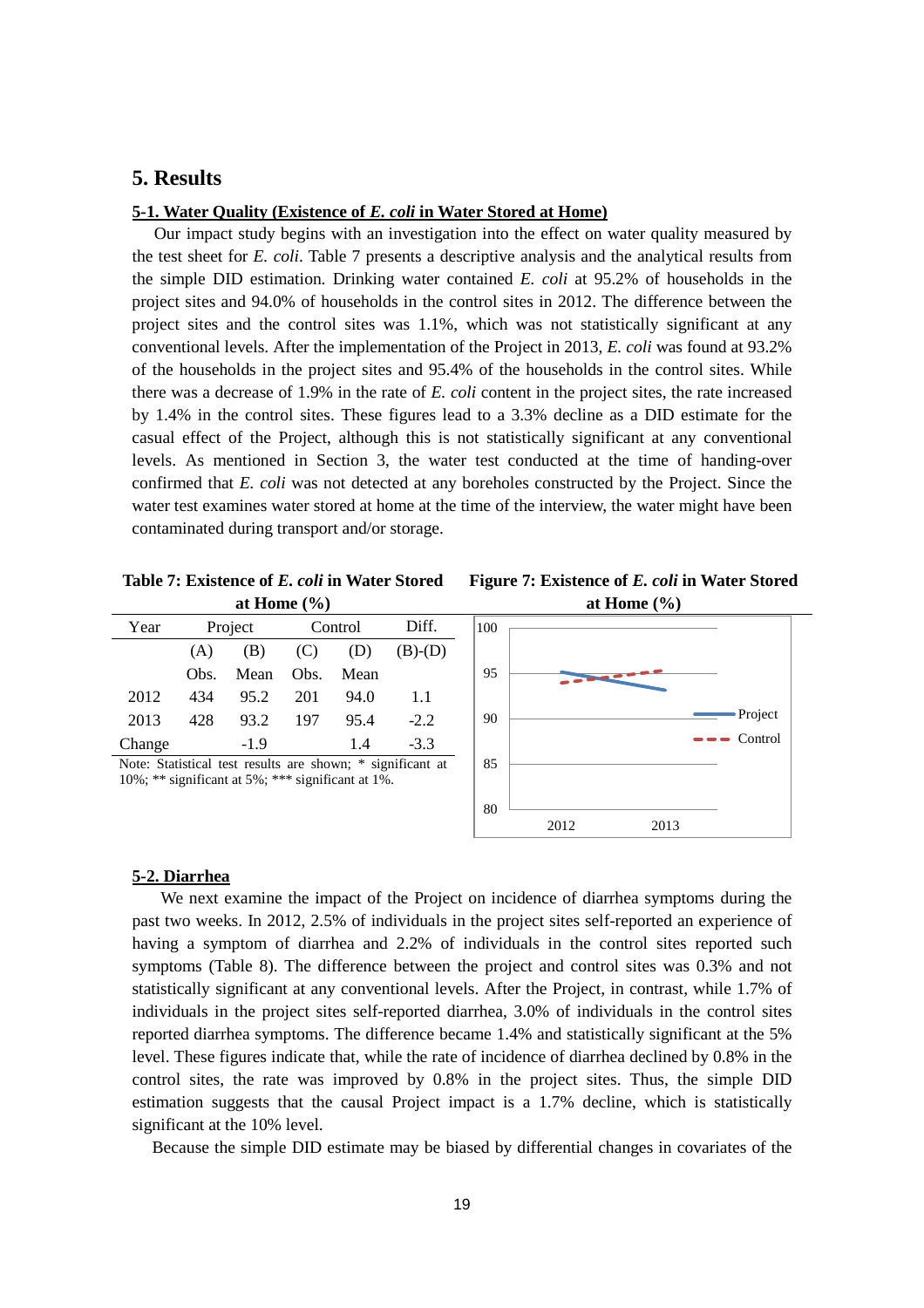## 5. Results

### 5-1. Water Quality (Existence of *E. coli* in Water Stored at Home)

Our impact study begins with an investigation into the effect on water quality measured by the test sheet for *E. coli*. Table 7 presents a descriptive analysis and the analytical results from the simple DID estimation. Drinking water contained *E. coli* at 95.2% of households in the project sites and 94.0% of households in the control sites in 2012. The difference between the project sites and the control sites was 1.1%, which was not statistically significant at any conventional levels. After the implementation of the Project in 2013, *E. coli* was found at 93.2% of the households in the project sites and 95.4% of the households in the control sites. While there was a decrease of 1.9% in the rate of *E. coli* content in the project sites, the rate increased by 1.4% in the control sites. These figures lead to a 3.3% decline as a DID estimate for the casual effect of the Project, although this is not statistically significant at any conventional levels. As mentioned in Section 3, the water test conducted at the time of handing-over confirmed that *E. coli* was not detected at any boreholes constructed by the Project. Since the water test examines water stored at home at the time of the interview, the water might have been contaminated during transport and/or storage.

**Table 7: Existence of *E. coli* in Water Stored at Home (%)**

| Year | Project | | Control | | Diff. |
|---|---|---|---|---|---|
| | (A) | (B) | (C) | (D) | (B)-(D) |
| | Obs. | Mean | Obs. | Mean | |
| 2012 | 434 | 95.2 | 201 | 94.0 | 1.1 |
| 2013 | 428 | 93.2 | 197 | 95.4 | -2.2 |
| Change | | -1.9 | | 1.4 | -3.3 |

Note: Statistical test results are shown; * significant at 10%; ** significant at 5%; *** significant at 1%.

**Figure 7: Existence of *E. coli* in Water Stored at Home (%)**

### 5-2. Diarrhea

We next examine the impact of the Project on incidence of diarrhea symptoms during the past two weeks. In 2012, 2.5% of individuals in the project sites self-reported an experience of having a symptom of diarrhea and 2.2% of individuals in the control sites reported such symptoms (Table 8). The difference between the project and control sites was 0.3% and not statistically significant at any conventional levels. After the Project, in contrast, while 1.7% of individuals in the project sites self-reported diarrhea, 3.0% of individuals in the control sites reported diarrhea symptoms. The difference became 1.4% and statistically significant at the 5% level. These figures indicate that, while the rate of incidence of diarrhea declined by 0.8% in the control sites, the rate was improved by 0.8% in the project sites. Thus, the simple DID estimation suggests that the causal Project impact is a 1.7% decline, which is statistically significant at the 10% level.

Because the simple DID estimate may be biased by differential changes in covariates of the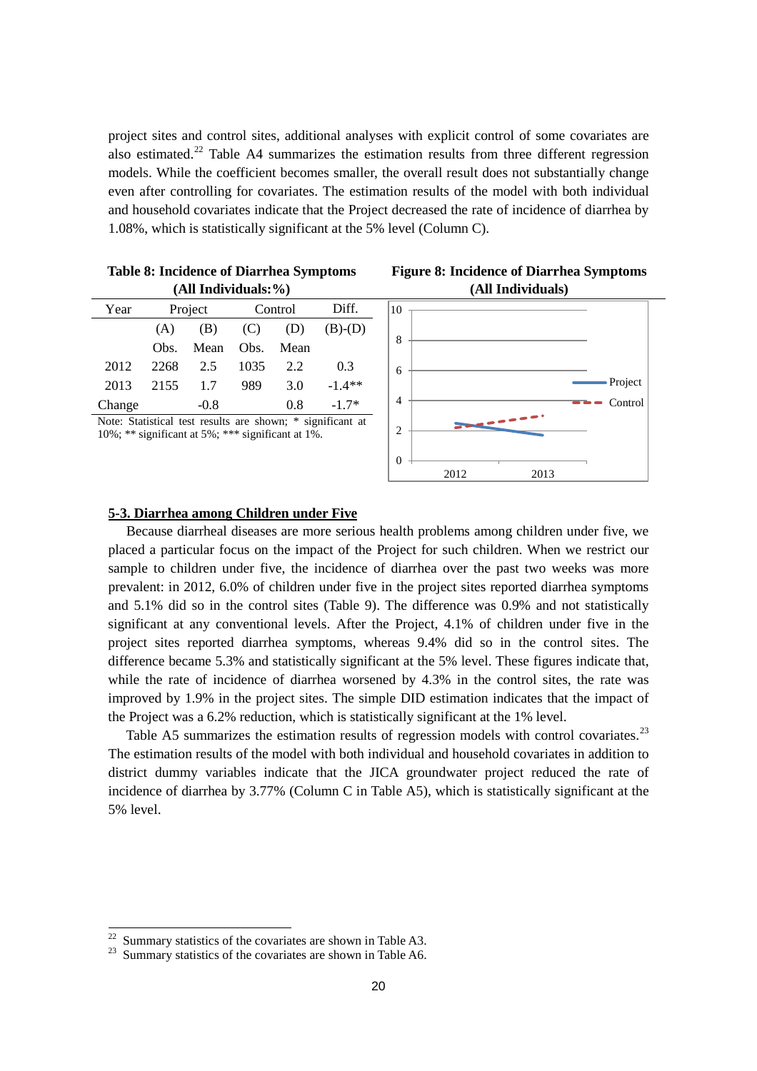project sites and control sites, additional analyses with explicit control of some covariates are also estimated.[22] Table A4 summarizes the estimation results from three different regression models. While the coefficient becomes smaller, the overall result does not substantially change even after controlling for covariates. The estimation results of the model with both individual and household covariates indicate that the Project decreased the rate of incidence of diarrhea by 1.08%, which is statistically significant at the 5% level (Column C).

**Table 8: Incidence of Diarrhea Symptoms (All Individuals: %)**

| Year | Project | | Control | | Diff. |
|---|---|---|---|---|---|
| | (A) | (B) | (C) | (D) | (B)-(D) |
| | Obs. | Mean | Obs. | Mean | |
| 2012 | 2268 | 2.5 | 1035 | 2.2 | 0.3 |
| 2013 | 2155 | 1.7 | 989 | 3.0 | -1.4** |
| Change | | -0.8 | | 0.8 | -1.7* |

Note: Statistical test results are shown; * significant at 10%; ** significant at 5%; *** significant at 1%.

**Figure 8: Incidence of Diarrhea Symptoms (All Individuals)**

## 5-3. Diarrhea among Children under Five

Because diarrheal diseases are more serious health problems among children under five, we placed a particular focus on the impact of the Project for such children. When we restrict our sample to children under five, the incidence of diarrhea over the past two weeks was more prevalent: in 2012, 6.0% of children under five in the project sites reported diarrhea symptoms and 5.1% did so in the control sites (Table 9). The difference was 0.9% and not statistically significant at any conventional levels. After the Project, 4.1% of children under five in the project sites reported diarrhea symptoms, whereas 9.4% did so in the control sites. The difference became 5.3% and statistically significant at the 5% level. These figures indicate that, while the rate of incidence of diarrhea worsened by 4.3% in the control sites, the rate was improved by 1.9% in the project sites. The simple DID estimation indicates that the impact of the Project was a 6.2% reduction, which is statistically significant at the 1% level.

Table A5 summarizes the estimation results of regression models with control covariates.[23] The estimation results of the model with both individual and household covariates in addition to district dummy variables indicate that the JICA groundwater project reduced the rate of incidence of diarrhea by 3.77% (Column C in Table A5), which is statistically significant at the 5% level.

---

[22] Summary statistics of the covariates are shown in Table A3.

[23] Summary statistics of the covariates are shown in Table A6.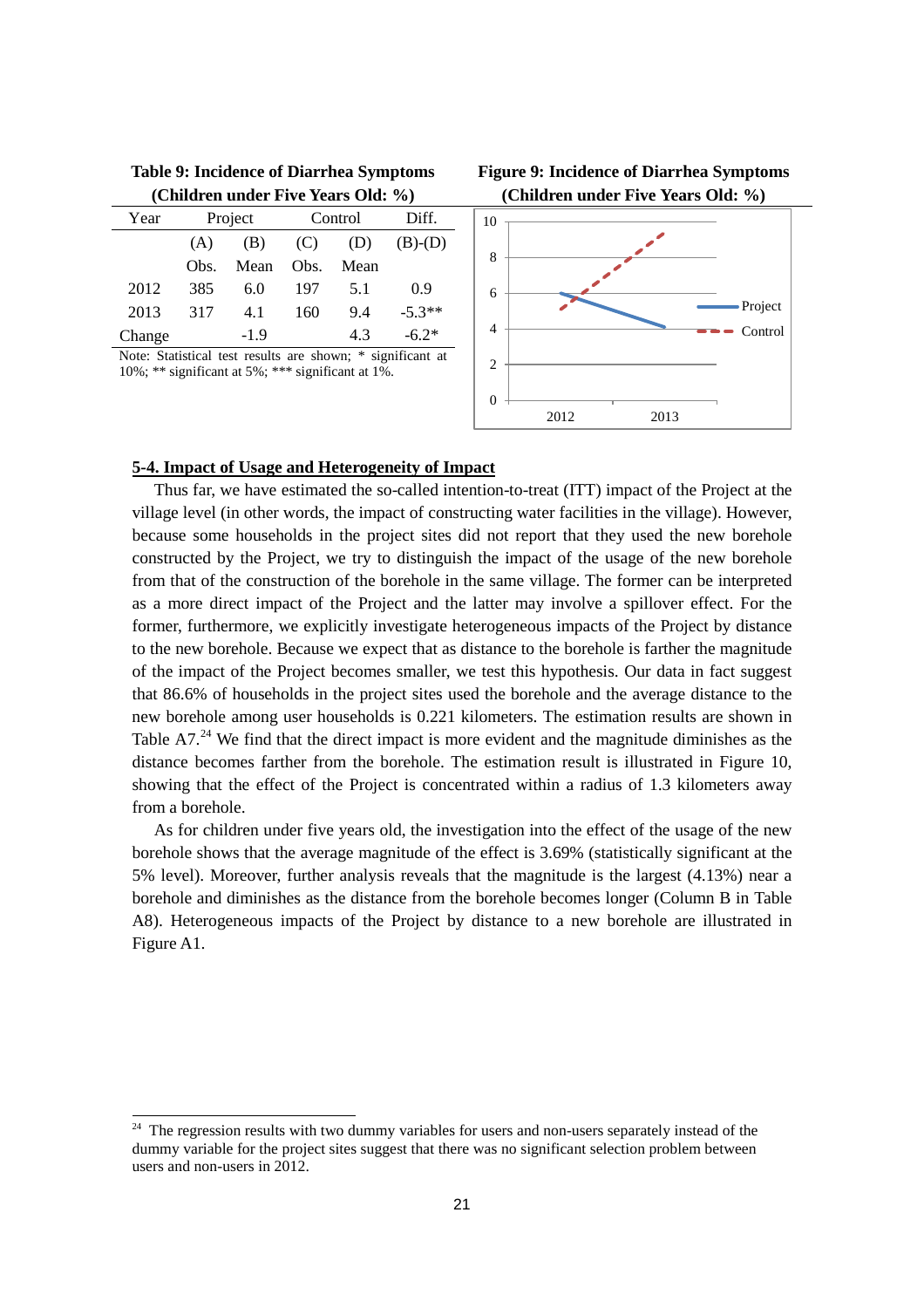**Table 9: Incidence of Diarrhea Symptoms (Children under Five Years Old: %)**

| Year | Project | | Control | | Diff. |
|---|---|---|---|---|---|
| | (A) | (B) | (C) | (D) | (B)-(D) |
| | Obs. | Mean | Obs. | Mean | |
| 2012 | 385 | 6.0 | 197 | 5.1 | 0.9 |
| 2013 | 317 | 4.1 | 160 | 9.4 | -5.3** |
| Change | | -1.9 | | 4.3 | -6.2* |

Note: Statistical test results are shown; * significant at 10%; ** significant at 5%; *** significant at 1%.

**Figure 9: Incidence of Diarrhea Symptoms (Children under Five Years Old: %)**

## 5-4. Impact of Usage and Heterogeneity of Impact

Thus far, we have estimated the so-called intention-to-treat (ITT) impact of the Project at the village level (in other words, the impact of constructing water facilities in the village). However, because some households in the project sites did not report that they used the new borehole constructed by the Project, we try to distinguish the impact of the usage of the new borehole from that of the construction of the borehole in the same village. The former can be interpreted as a more direct impact of the Project and the latter may involve a spillover effect. For the former, furthermore, we explicitly investigate heterogeneous impacts of the Project by distance to the new borehole. Because we expect that as distance to the borehole is farther the magnitude of the impact of the Project becomes smaller, we test this hypothesis. Our data in fact suggest that 86.6% of households in the project sites used the borehole and the average distance to the new borehole among user households is 0.221 kilometers. The estimation results are shown in Table A7.[24] We find that the direct impact is more evident and the magnitude diminishes as the distance becomes farther from the borehole. The estimation result is illustrated in Figure 10, showing that the effect of the Project is concentrated within a radius of 1.3 kilometers away from a borehole.

As for children under five years old, the investigation into the effect of the usage of the new borehole shows that the average magnitude of the effect is 3.69% (statistically significant at the 5% level). Moreover, further analysis reveals that the magnitude is the largest (4.13%) near a borehole and diminishes as the distance from the borehole becomes longer (Column B in Table A8). Heterogeneous impacts of the Project by distance to a new borehole are illustrated in Figure A1.

[24] The regression results with two dummy variables for users and non-users separately instead of the dummy variable for the project sites suggest that there was no significant selection problem between users and non-users in 2012.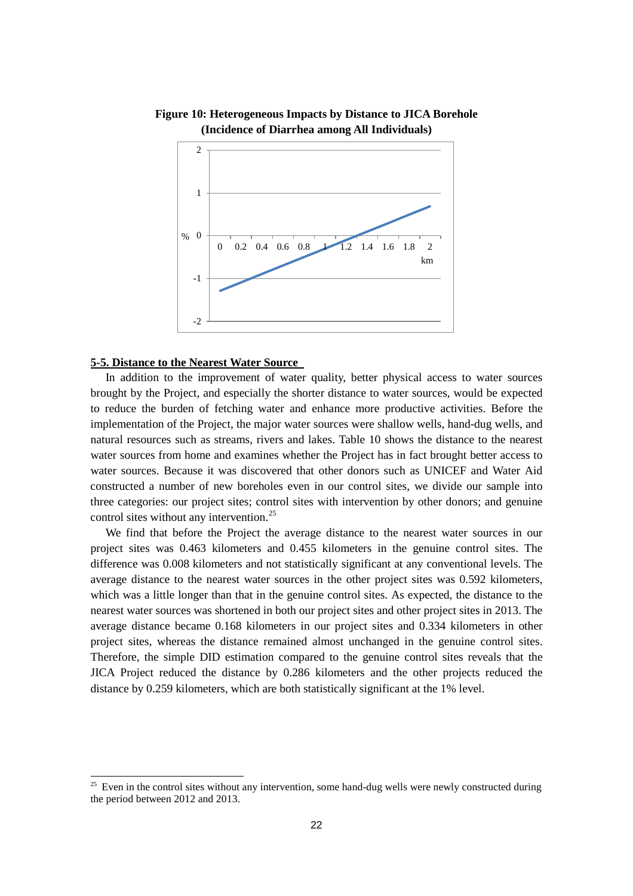**Figure 10: Heterogeneous Impacts by Distance to JICA Borehole (Incidence of Diarrhea among All Individuals)**

## 5-5. Distance to the Nearest Water Source

In addition to the improvement of water quality, better physical access to water sources brought by the Project, and especially the shorter distance to water sources, would be expected to reduce the burden of fetching water and enhance more productive activities. Before the implementation of the Project, the major water sources were shallow wells, hand-dug wells, and natural resources such as streams, rivers and lakes. Table 10 shows the distance to the nearest water sources from home and examines whether the Project has in fact brought better access to water sources. Because it was discovered that other donors such as UNICEF and Water Aid constructed a number of new boreholes even in our control sites, we divide our sample into three categories: our project sites; control sites with intervention by other donors; and genuine control sites without any intervention.[25]

We find that before the Project the average distance to the nearest water sources in our project sites was 0.463 kilometers and 0.455 kilometers in the genuine control sites. The difference was 0.008 kilometers and not statistically significant at any conventional levels. The average distance to the nearest water sources in the other project sites was 0.592 kilometers, which was a little longer than that in the genuine control sites. As expected, the distance to the nearest water sources was shortened in both our project sites and other project sites in 2013. The average distance became 0.168 kilometers in our project sites and 0.334 kilometers in other project sites, whereas the distance remained almost unchanged in the genuine control sites. Therefore, the simple DID estimation compared to the genuine control sites reveals that the JICA Project reduced the distance by 0.286 kilometers and the other projects reduced the distance by 0.259 kilometers, which are both statistically significant at the 1% level.

[25] Even in the control sites without any intervention, some hand-dug wells were newly constructed during the period between 2012 and 2013.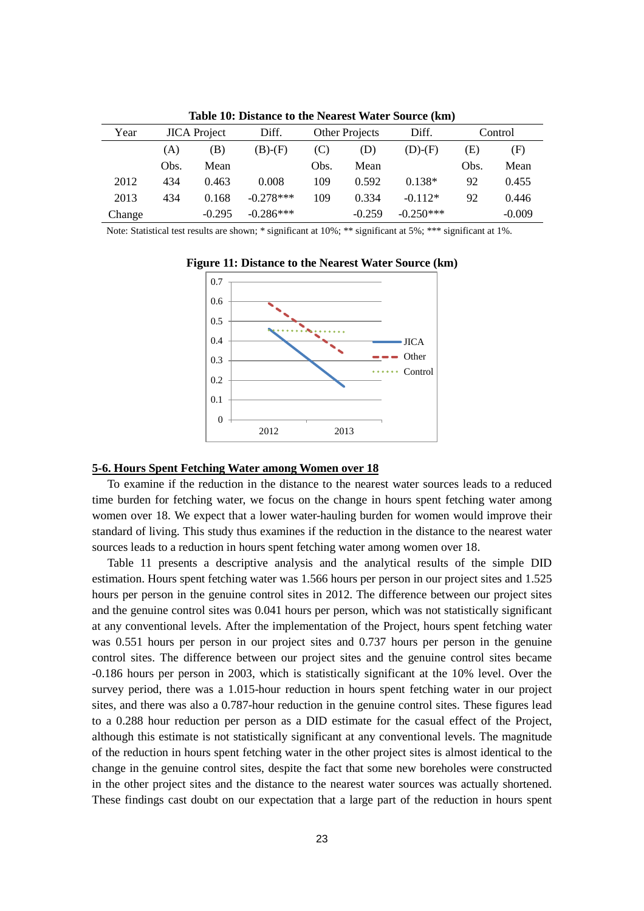**Table 10: Distance to the Nearest Water Source (km)**

| Year | JICA Project | | Diff. | Other Projects | | Diff. | Control | |
|---|---|---|---|---|---|---|---|---|
| | (A) | (B) | (B)-(F) | (C) | (D) | (D)-(F) | (E) | (F) |
| | Obs. | Mean | | Obs. | Mean | | Obs. | Mean |
| 2012 | 434 | 0.463 | 0.008 | 109 | 0.592 | 0.138* | 92 | 0.455 |
| 2013 | 434 | 0.168 | -0.278*** | 109 | 0.334 | -0.112* | 92 | 0.446 |
| Change | | -0.295 | -0.286*** | | -0.259 | -0.250*** | | -0.009 |

Note: Statistical test results are shown; * significant at 10%; ** significant at 5%; *** significant at 1%.

**Figure 11: Distance to the Nearest Water Source (km)**

## 5-6. Hours Spent Fetching Water among Women over 18

To examine if the reduction in the distance to the nearest water sources leads to a reduced time burden for fetching water, we focus on the change in hours spent fetching water among women over 18. We expect that a lower water-hauling burden for women would improve their standard of living. This study thus examines if the reduction in the distance to the nearest water sources leads to a reduction in hours spent fetching water among women over 18.

Table 11 presents a descriptive analysis and the analytical results of the simple DID estimation. Hours spent fetching water was 1.566 hours per person in our project sites and 1.525 hours per person in the genuine control sites in 2012. The difference between our project sites and the genuine control sites was 0.041 hours per person, which was not statistically significant at any conventional levels. After the implementation of the Project, hours spent fetching water was 0.551 hours per person in our project sites and 0.737 hours per person in the genuine control sites. The difference between our project sites and the genuine control sites became -0.186 hours per person in 2003, which is statistically significant at the 10% level. Over the survey period, there was a 1.015-hour reduction in hours spent fetching water in our project sites, and there was also a 0.787-hour reduction in the genuine control sites. These figures lead to a 0.288 hour reduction per person as a DID estimate for the casual effect of the Project, although this estimate is not statistically significant at any conventional levels. The magnitude of the reduction in hours spent fetching water in the other project sites is almost identical to the change in the genuine control sites, despite the fact that some new boreholes were constructed in the other project sites and the distance to the nearest water sources was actually shortened. These findings cast doubt on our expectation that a large part of the reduction in hours spent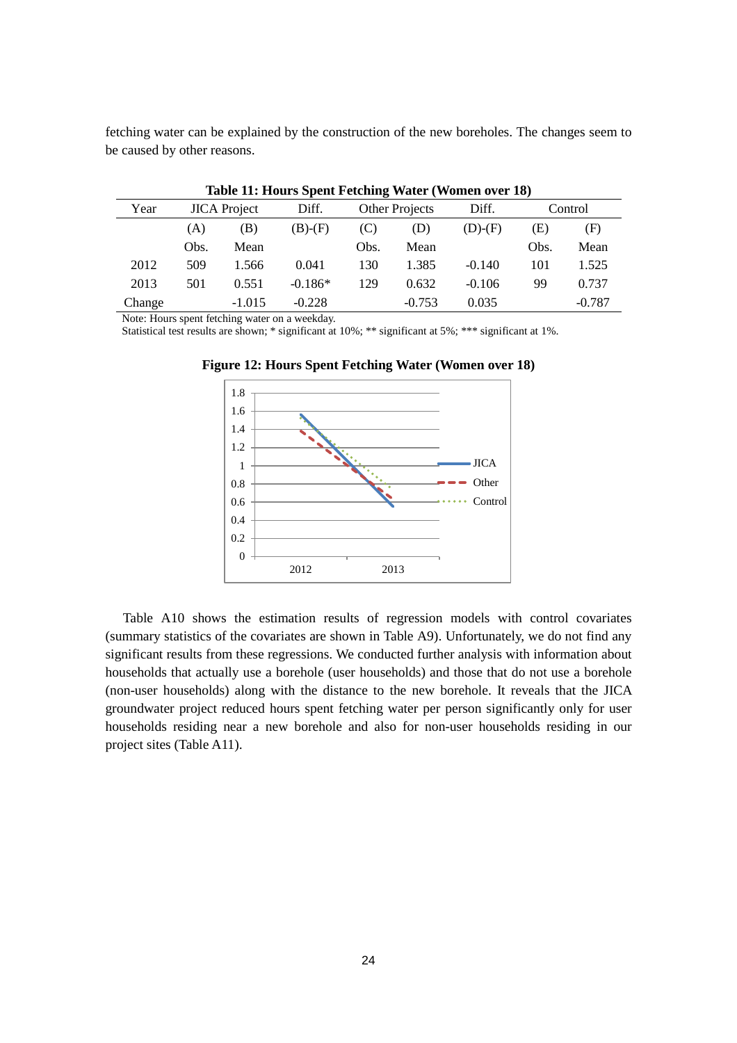fetching water can be explained by the construction of the new boreholes. The changes seem to be caused by other reasons.

**Table 11: Hours Spent Fetching Water (Women over 18)**

| Year | JICA Project | | Diff. | Other Projects | | Diff. | Control | |
|---|---|---|---|---|---|---|---|---|
| | (A) | (B) | (B)-(F) | (C) | (D) | (D)-(F) | (E) | (F) |
| | Obs. | Mean | | Obs. | Mean | | Obs. | Mean |
| 2012 | 509 | 1.566 | 0.041 | 130 | 1.385 | -0.140 | 101 | 1.525 |
| 2013 | 501 | 0.551 | -0.186* | 129 | 0.632 | -0.106 | 99 | 0.737 |
| Change | | -1.015 | -0.228 | | -0.753 | 0.035 | | -0.787 |

Note: Hours spent fetching water on a weekday.
Statistical test results are shown; * significant at 10%; ** significant at 5%; *** significant at 1%.

**Figure 12: Hours Spent Fetching Water (Women over 18)**

Table A10 shows the estimation results of regression models with control covariates (summary statistics of the covariates are shown in Table A9). Unfortunately, we do not find any significant results from these regressions. We conducted further analysis with information about households that actually use a borehole (user households) and those that do not use a borehole (non-user households) along with the distance to the new borehole. It reveals that the JICA groundwater project reduced hours spent fetching water per person significantly only for user households residing near a new borehole and also for non-user households residing in our project sites (Table A11).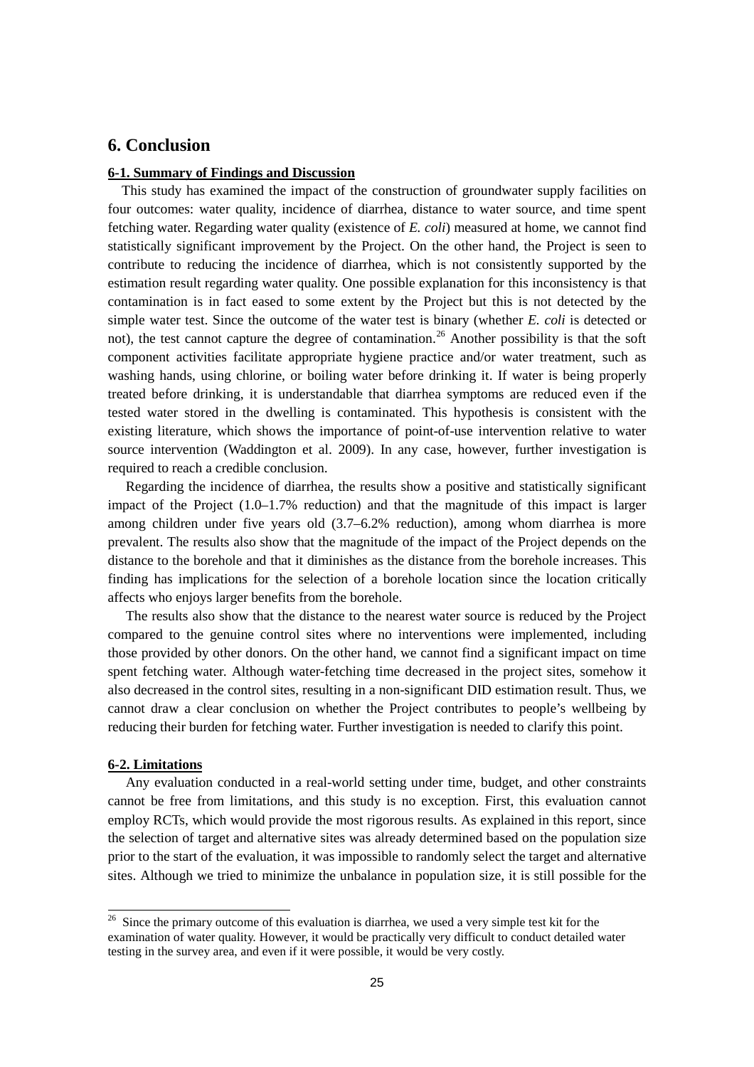## 6. Conclusion

### 6-1. Summary of Findings and Discussion

This study has examined the impact of the construction of groundwater supply facilities on four outcomes: water quality, incidence of diarrhea, distance to water source, and time spent fetching water. Regarding water quality (existence of *E. coli*) measured at home, we cannot find statistically significant improvement by the Project. On the other hand, the Project is seen to contribute to reducing the incidence of diarrhea, which is not consistently supported by the estimation result regarding water quality. One possible explanation for this inconsistency is that contamination is in fact eased to some extent by the Project but this is not detected by the simple water test. Since the outcome of the water test is binary (whether *E. coli* is detected or not), the test cannot capture the degree of contamination.[26] Another possibility is that the soft component activities facilitate appropriate hygiene practice and/or water treatment, such as washing hands, using chlorine, or boiling water before drinking it. If water is being properly treated before drinking, it is understandable that diarrhea symptoms are reduced even if the tested water stored in the dwelling is contaminated. This hypothesis is consistent with the existing literature, which shows the importance of point-of-use intervention relative to water source intervention (Waddington et al. 2009). In any case, however, further investigation is required to reach a credible conclusion.

Regarding the incidence of diarrhea, the results show a positive and statistically significant impact of the Project (1.0–1.7% reduction) and that the magnitude of this impact is larger among children under five years old (3.7–6.2% reduction), among whom diarrhea is more prevalent. The results also show that the magnitude of the impact of the Project depends on the distance to the borehole and that it diminishes as the distance from the borehole increases. This finding has implications for the selection of a borehole location since the location critically affects who enjoys larger benefits from the borehole.

The results also show that the distance to the nearest water source is reduced by the Project compared to the genuine control sites where no interventions were implemented, including those provided by other donors. On the other hand, we cannot find a significant impact on time spent fetching water. Although water-fetching time decreased in the project sites, somehow it also decreased in the control sites, resulting in a non-significant DID estimation result. Thus, we cannot draw a clear conclusion on whether the Project contributes to people's wellbeing by reducing their burden for fetching water. Further investigation is needed to clarify this point.

### 6-2. Limitations

Any evaluation conducted in a real-world setting under time, budget, and other constraints cannot be free from limitations, and this study is no exception. First, this evaluation cannot employ RCTs, which would provide the most rigorous results. As explained in this report, since the selection of target and alternative sites was already determined based on the population size prior to the start of the evaluation, it was impossible to randomly select the target and alternative sites. Although we tried to minimize the unbalance in population size, it is still possible for the

[26] Since the primary outcome of this evaluation is diarrhea, we used a very simple test kit for the examination of water quality. However, it would be practically very difficult to conduct detailed water testing in the survey area, and even if it were possible, it would be very costly.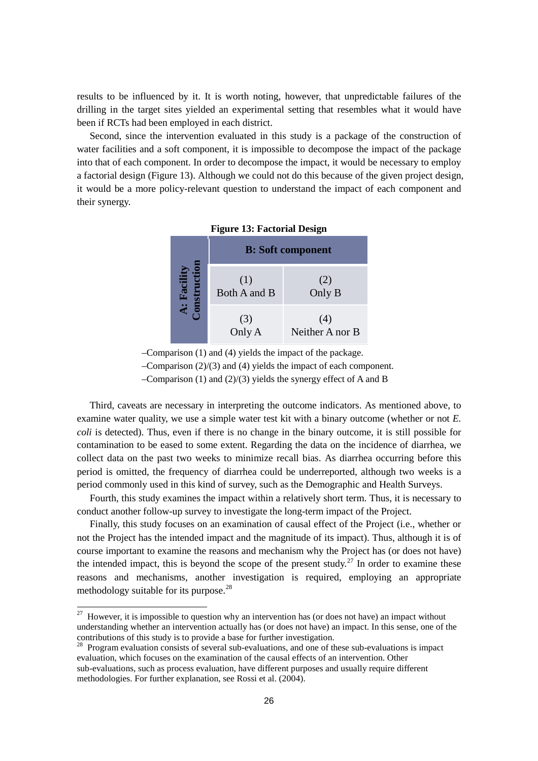results to be influenced by it. It is worth noting, however, that unpredictable failures of the drilling in the target sites yielded an experimental setting that resembles what it would have been if RCTs had been employed in each district.

Second, since the intervention evaluated in this study is a package of the construction of water facilities and a soft component, it is impossible to decompose the impact of the package into that of each component. In order to decompose the impact, it would be necessary to employ a factorial design (Figure 13). Although we could not do this because of the given project design, it would be a more policy-relevant question to understand the impact of each component and their synergy.

**Figure 13: Factorial Design**

| | **B: Soft component** | |
|---|---|---|
| **A: Facility Construction** | (1) Both A and B | (2) Only B |
| | (3) Only A | (4) Neither A nor B |

–Comparison (1) and (4) yields the impact of the package.

–Comparison (2)/(3) and (4) yields the impact of each component.

–Comparison (1) and (2)/(3) yields the synergy effect of A and B

Third, caveats are necessary in interpreting the outcome indicators. As mentioned above, to examine water quality, we use a simple water test kit with a binary outcome (whether or not *E. coli* is detected). Thus, even if there is no change in the binary outcome, it is still possible for contamination to be eased to some extent. Regarding the data on the incidence of diarrhea, we collect data on the past two weeks to minimize recall bias. As diarrhea occurring before this period is omitted, the frequency of diarrhea could be underreported, although two weeks is a period commonly used in this kind of survey, such as the Demographic and Health Surveys.

Fourth, this study examines the impact within a relatively short term. Thus, it is necessary to conduct another follow-up survey to investigate the long-term impact of the Project.

Finally, this study focuses on an examination of causal effect of the Project (i.e., whether or not the Project has the intended impact and the magnitude of its impact). Thus, although it is of course important to examine the reasons and mechanism why the Project has (or does not have) the intended impact, this is beyond the scope of the present study.[27] In order to examine these reasons and mechanisms, another investigation is required, employing an appropriate methodology suitable for its purpose.[28]

---

[27] However, it is impossible to question why an intervention has (or does not have) an impact without understanding whether an intervention actually has (or does not have) an impact. In this sense, one of the contributions of this study is to provide a base for further investigation.

[28] Program evaluation consists of several sub-evaluations, and one of these sub-evaluations is impact evaluation, which focuses on the examination of the causal effects of an intervention. Other sub-evaluations, such as process evaluation, have different purposes and usually require different methodologies. For further explanation, see Rossi et al. (2004).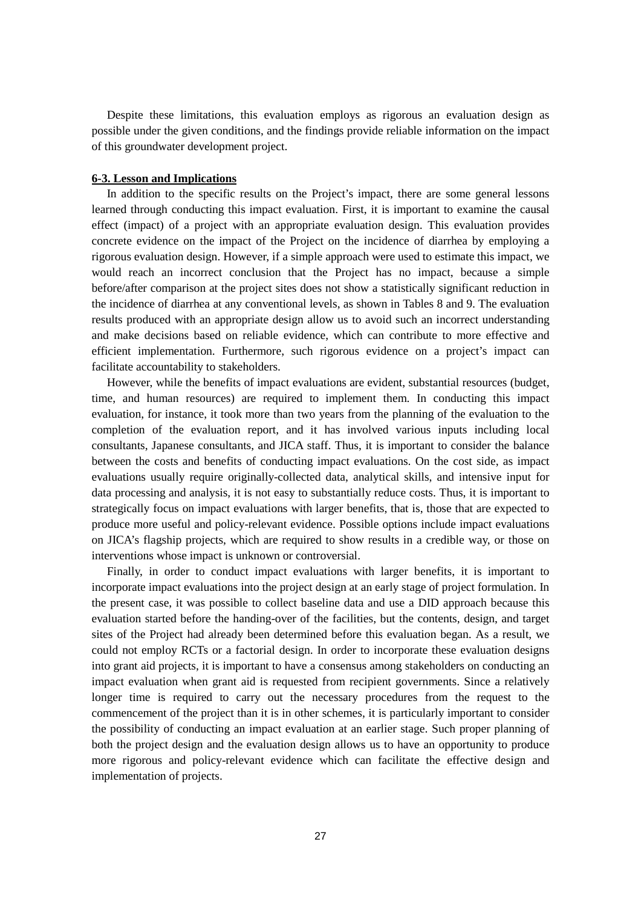Despite these limitations, this evaluation employs as rigorous an evaluation design as possible under the given conditions, and the findings provide reliable information on the impact of this groundwater development project.

**6-3. Lesson and Implications**

In addition to the specific results on the Project's impact, there are some general lessons learned through conducting this impact evaluation. First, it is important to examine the causal effect (impact) of a project with an appropriate evaluation design. This evaluation provides concrete evidence on the impact of the Project on the incidence of diarrhea by employing a rigorous evaluation design. However, if a simple approach were used to estimate this impact, we would reach an incorrect conclusion that the Project has no impact, because a simple before/after comparison at the project sites does not show a statistically significant reduction in the incidence of diarrhea at any conventional levels, as shown in Tables 8 and 9. The evaluation results produced with an appropriate design allow us to avoid such an incorrect understanding and make decisions based on reliable evidence, which can contribute to more effective and efficient implementation. Furthermore, such rigorous evidence on a project's impact can facilitate accountability to stakeholders.

However, while the benefits of impact evaluations are evident, substantial resources (budget, time, and human resources) are required to implement them. In conducting this impact evaluation, for instance, it took more than two years from the planning of the evaluation to the completion of the evaluation report, and it has involved various inputs including local consultants, Japanese consultants, and JICA staff. Thus, it is important to consider the balance between the costs and benefits of conducting impact evaluations. On the cost side, as impact evaluations usually require originally-collected data, analytical skills, and intensive input for data processing and analysis, it is not easy to substantially reduce costs. Thus, it is important to strategically focus on impact evaluations with larger benefits, that is, those that are expected to produce more useful and policy-relevant evidence. Possible options include impact evaluations on JICA's flagship projects, which are required to show results in a credible way, or those on interventions whose impact is unknown or controversial.

Finally, in order to conduct impact evaluations with larger benefits, it is important to incorporate impact evaluations into the project design at an early stage of project formulation. In the present case, it was possible to collect baseline data and use a DID approach because this evaluation started before the handing-over of the facilities, but the contents, design, and target sites of the Project had already been determined before this evaluation began. As a result, we could not employ RCTs or a factorial design. In order to incorporate these evaluation designs into grant aid projects, it is important to have a consensus among stakeholders on conducting an impact evaluation when grant aid is requested from recipient governments. Since a relatively longer time is required to carry out the necessary procedures from the request to the commencement of the project than it is in other schemes, it is particularly important to consider the possibility of conducting an impact evaluation at an earlier stage. Such proper planning of both the project design and the evaluation design allows us to have an opportunity to produce more rigorous and policy-relevant evidence which can facilitate the effective design and implementation of projects.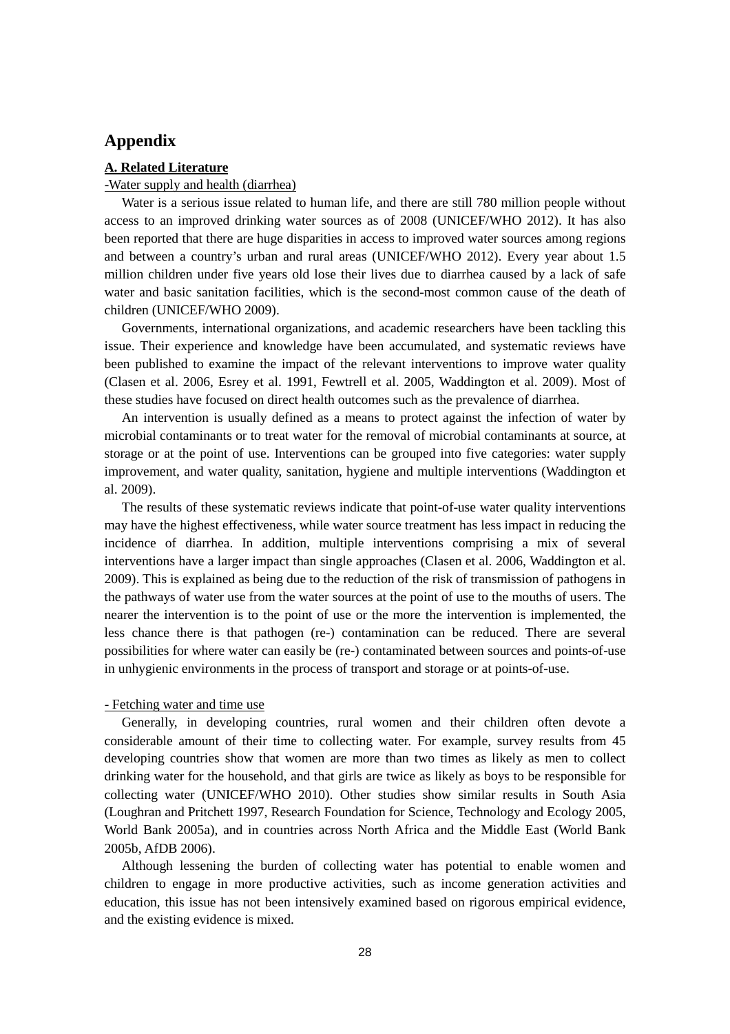# Appendix

## A. Related Literature

-Water supply and health (diarrhea)

Water is a serious issue related to human life, and there are still 780 million people without access to an improved drinking water sources as of 2008 (UNICEF/WHO 2012). It has also been reported that there are huge disparities in access to improved water sources among regions and between a country's urban and rural areas (UNICEF/WHO 2012). Every year about 1.5 million children under five years old lose their lives due to diarrhea caused by a lack of safe water and basic sanitation facilities, which is the second-most common cause of the death of children (UNICEF/WHO 2009).

Governments, international organizations, and academic researchers have been tackling this issue. Their experience and knowledge have been accumulated, and systematic reviews have been published to examine the impact of the relevant interventions to improve water quality (Clasen et al. 2006, Esrey et al. 1991, Fewtrell et al. 2005, Waddington et al. 2009). Most of these studies have focused on direct health outcomes such as the prevalence of diarrhea.

An intervention is usually defined as a means to protect against the infection of water by microbial contaminants or to treat water for the removal of microbial contaminants at source, at storage or at the point of use. Interventions can be grouped into five categories: water supply improvement, and water quality, sanitation, hygiene and multiple interventions (Waddington et al. 2009).

The results of these systematic reviews indicate that point-of-use water quality interventions may have the highest effectiveness, while water source treatment has less impact in reducing the incidence of diarrhea. In addition, multiple interventions comprising a mix of several interventions have a larger impact than single approaches (Clasen et al. 2006, Waddington et al. 2009). This is explained as being due to the reduction of the risk of transmission of pathogens in the pathways of water use from the water sources at the point of use to the mouths of users. The nearer the intervention is to the point of use or the more the intervention is implemented, the less chance there is that pathogen (re-) contamination can be reduced. There are several possibilities for where water can easily be (re-) contaminated between sources and points-of-use in unhygienic environments in the process of transport and storage or at points-of-use.

- Fetching water and time use

Generally, in developing countries, rural women and their children often devote a considerable amount of their time to collecting water. For example, survey results from 45 developing countries show that women are more than two times as likely as men to collect drinking water for the household, and that girls are twice as likely as boys to be responsible for collecting water (UNICEF/WHO 2010). Other studies show similar results in South Asia (Loughran and Pritchett 1997, Research Foundation for Science, Technology and Ecology 2005, World Bank 2005a), and in countries across North Africa and the Middle East (World Bank 2005b, AfDB 2006).

Although lessening the burden of collecting water has potential to enable women and children to engage in more productive activities, such as income generation activities and education, this issue has not been intensively examined based on rigorous empirical evidence, and the existing evidence is mixed.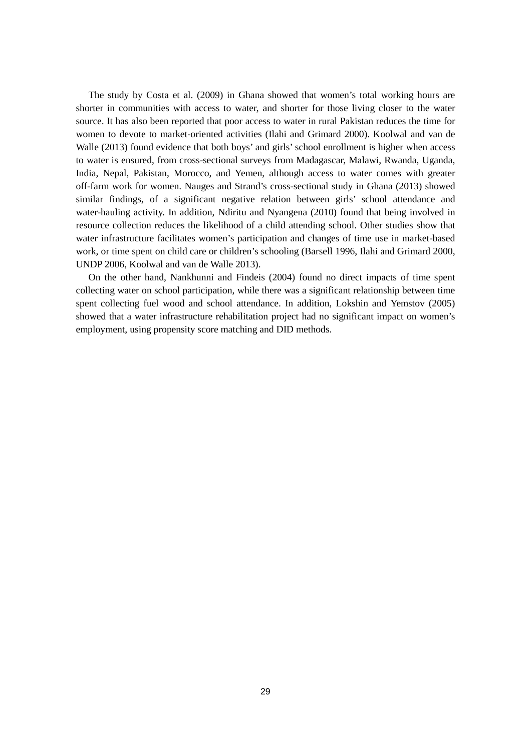The study by Costa et al. (2009) in Ghana showed that women's total working hours are shorter in communities with access to water, and shorter for those living closer to the water source. It has also been reported that poor access to water in rural Pakistan reduces the time for women to devote to market-oriented activities (Ilahi and Grimard 2000). Koolwal and van de Walle (2013) found evidence that both boys' and girls' school enrollment is higher when access to water is ensured, from cross-sectional surveys from Madagascar, Malawi, Rwanda, Uganda, India, Nepal, Pakistan, Morocco, and Yemen, although access to water comes with greater off-farm work for women. Nauges and Strand's cross-sectional study in Ghana (2013) showed similar findings, of a significant negative relation between girls' school attendance and water-hauling activity. In addition, Ndiritu and Nyangena (2010) found that being involved in resource collection reduces the likelihood of a child attending school. Other studies show that water infrastructure facilitates women's participation and changes of time use in market-based work, or time spent on child care or children's schooling (Barsell 1996, Ilahi and Grimard 2000, UNDP 2006, Koolwal and van de Walle 2013).

On the other hand, Nankhunni and Findeis (2004) found no direct impacts of time spent collecting water on school participation, while there was a significant relationship between time spent collecting fuel wood and school attendance. In addition, Lokshin and Yemstov (2005) showed that a water infrastructure rehabilitation project had no significant impact on women's employment, using propensity score matching and DID methods.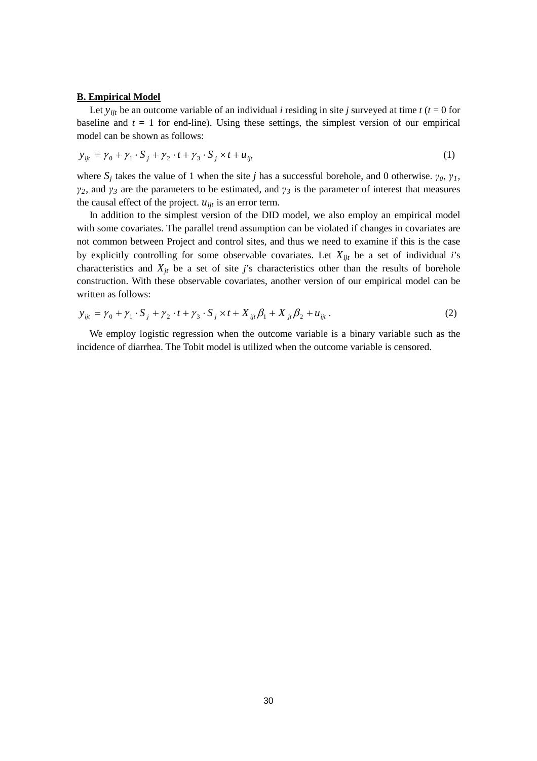**B. Empirical Model**

Let $y_{ijt}$ be an outcome variable of an individual *i* residing in site *j* surveyed at time *t* ($t = 0$ for baseline and $t = 1$ for end-line). Using these settings, the simplest version of our empirical model can be shown as follows:

$$y_{ijt} = \gamma_0 + \gamma_1 \cdot S_j + \gamma_2 \cdot t + \gamma_3 \cdot S_j \times t + u_{ijt} \tag{1}$$

where $S_j$ takes the value of 1 when the site *j* has a successful borehole, and 0 otherwise. $\gamma_0$, $\gamma_1$, $\gamma_2$, and $\gamma_3$ are the parameters to be estimated, and $\gamma_3$ is the parameter of interest that measures the causal effect of the project. $u_{ijt}$ is an error term.

In addition to the simplest version of the DID model, we also employ an empirical model with some covariates. The parallel trend assumption can be violated if changes in covariates are not common between Project and control sites, and thus we need to examine if this is the case by explicitly controlling for some observable covariates. Let $X_{ijt}$ be a set of individual *i*'s characteristics and $X_{jt}$ be a set of site *j*'s characteristics other than the results of borehole construction. With these observable covariates, another version of our empirical model can be written as follows:

$$y_{ijt} = \gamma_0 + \gamma_1 \cdot S_j + \gamma_2 \cdot t + \gamma_3 \cdot S_j \times t + X_{ijt}\beta_1 + X_{jt}\beta_2 + u_{ijt}\,. \tag{2}$$

We employ logistic regression when the outcome variable is a binary variable such as the incidence of diarrhea. The Tobit model is utilized when the outcome variable is censored.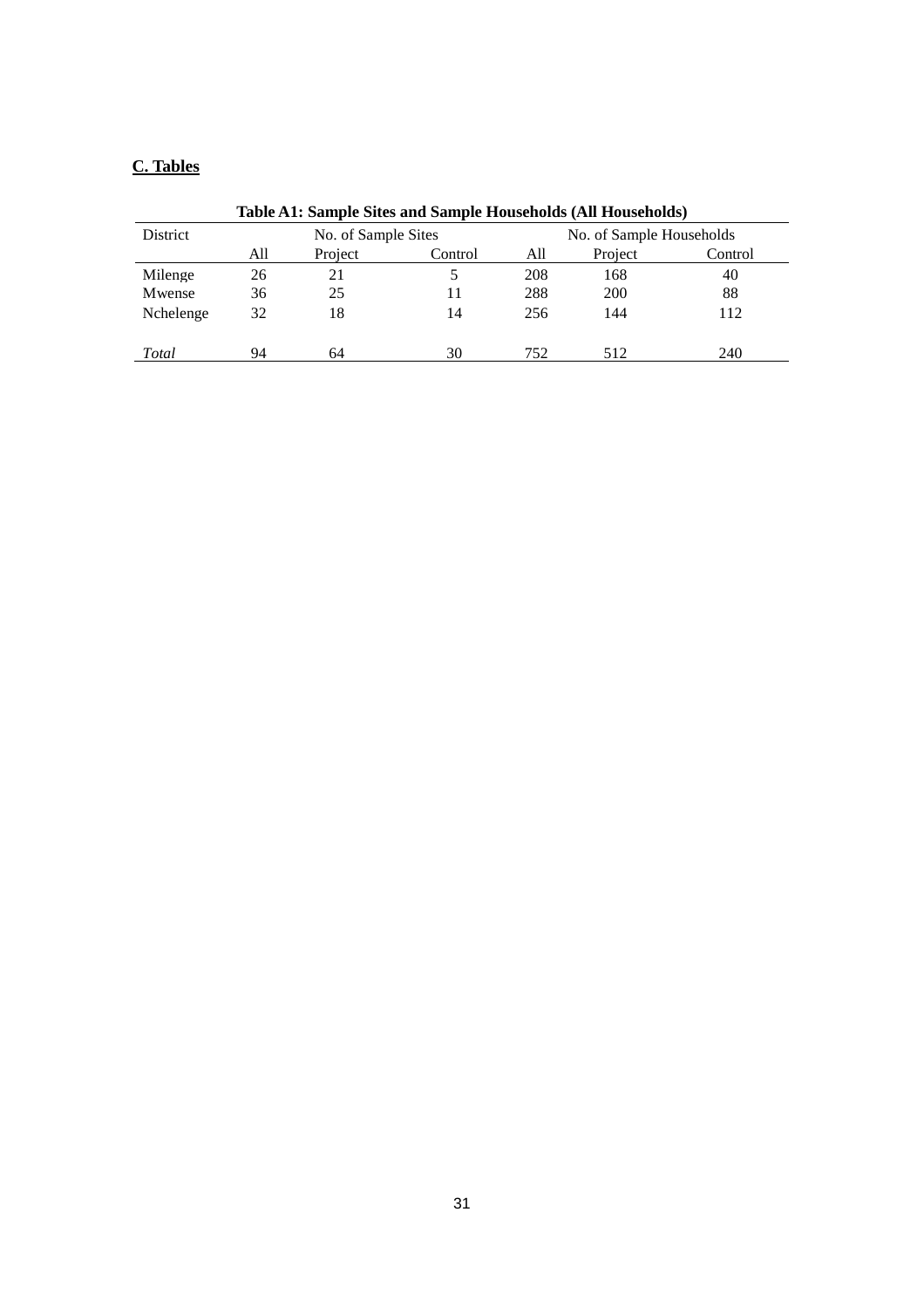## C. Tables

**Table A1: Sample Sites and Sample Households (All Households)**

| District | No. of Sample Sites | | | No. of Sample Households | | |
|---|---|---|---|---|---|---|
| | All | Project | Control | All | Project | Control |
| Milenge | 26 | 21 | 5 | 208 | 168 | 40 |
| Mwense | 36 | 25 | 11 | 288 | 200 | 88 |
| Nchelenge | 32 | 18 | 14 | 256 | 144 | 112 |
| *Total* | 94 | 64 | 30 | 752 | 512 | 240 |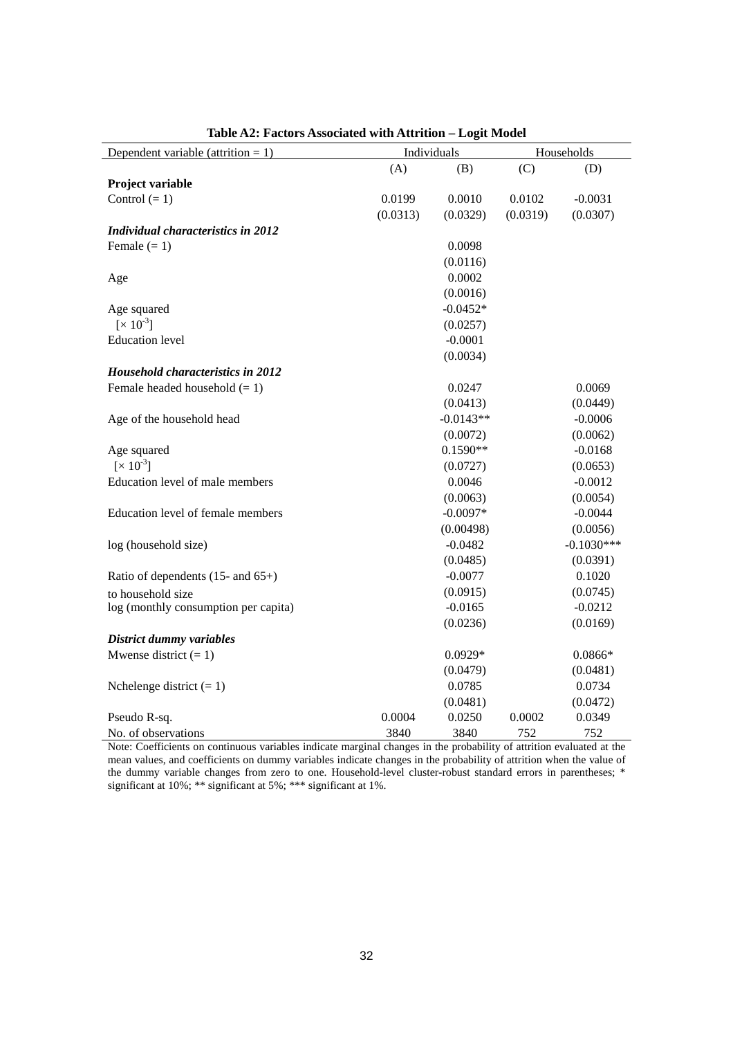**Table A2: Factors Associated with Attrition – Logit Model**

| Dependent variable (attrition = 1) | Individuals | | Households | |
|---|---|---|---|---|
| | (A) | (B) | (C) | (D) |
| **Project variable** | | | | |
| Control (= 1) | 0.0199 | 0.0010 | 0.0102 | -0.0031 |
| | (0.0313) | (0.0329) | (0.0319) | (0.0307) |
| ***Individual characteristics in 2012*** | | | | |
| Female (= 1) | | 0.0098 | | |
| | | (0.0116) | | |
| Age | | 0.0002 | | |
| | | (0.0016) | | |
| Age squared | | -0.0452* | | |
| [$\times 10^{-3}$] | | (0.0257) | | |
| Education level | | -0.0001 | | |
| | | (0.0034) | | |
| ***Household characteristics in 2012*** | | | | |
| Female headed household (= 1) | | 0.0247 | | 0.0069 |
| | | (0.0413) | | (0.0449) |
| Age of the household head | | -0.0143** | | -0.0006 |
| | | (0.0072) | | (0.0062) |
| Age squared | | 0.1590** | | -0.0168 |
| [$\times 10^{-3}$] | | (0.0727) | | (0.0653) |
| Education level of male members | | 0.0046 | | -0.0012 |
| | | (0.0063) | | (0.0054) |
| Education level of female members | | -0.0097* | | -0.0044 |
| | | (0.00498) | | (0.0056) |
| log (household size) | | -0.0482 | | -0.1030*** |
| | | (0.0485) | | (0.0391) |
| Ratio of dependents (15- and 65+) | | -0.0077 | | 0.1020 |
| to household size | | (0.0915) | | (0.0745) |
| log (monthly consumption per capita) | | -0.0165 | | -0.0212 |
| | | (0.0236) | | (0.0169) |
| ***District dummy variables*** | | | | |
| Mwense district (= 1) | | 0.0929* | | 0.0866* |
| | | (0.0479) | | (0.0481) |
| Nchelenge district (= 1) | | 0.0785 | | 0.0734 |
| | | (0.0481) | | (0.0472) |
| Pseudo R-sq. | 0.0004 | 0.0250 | 0.0002 | 0.0349 |
| No. of observations | 3840 | 3840 | 752 | 752 |

Note: Coefficients on continuous variables indicate marginal changes in the probability of attrition evaluated at the mean values, and coefficients on dummy variables indicate changes in the probability of attrition when the value of the dummy variable changes from zero to one. Household-level cluster-robust standard errors in parentheses; * significant at 10%; ** significant at 5%; *** significant at 1%.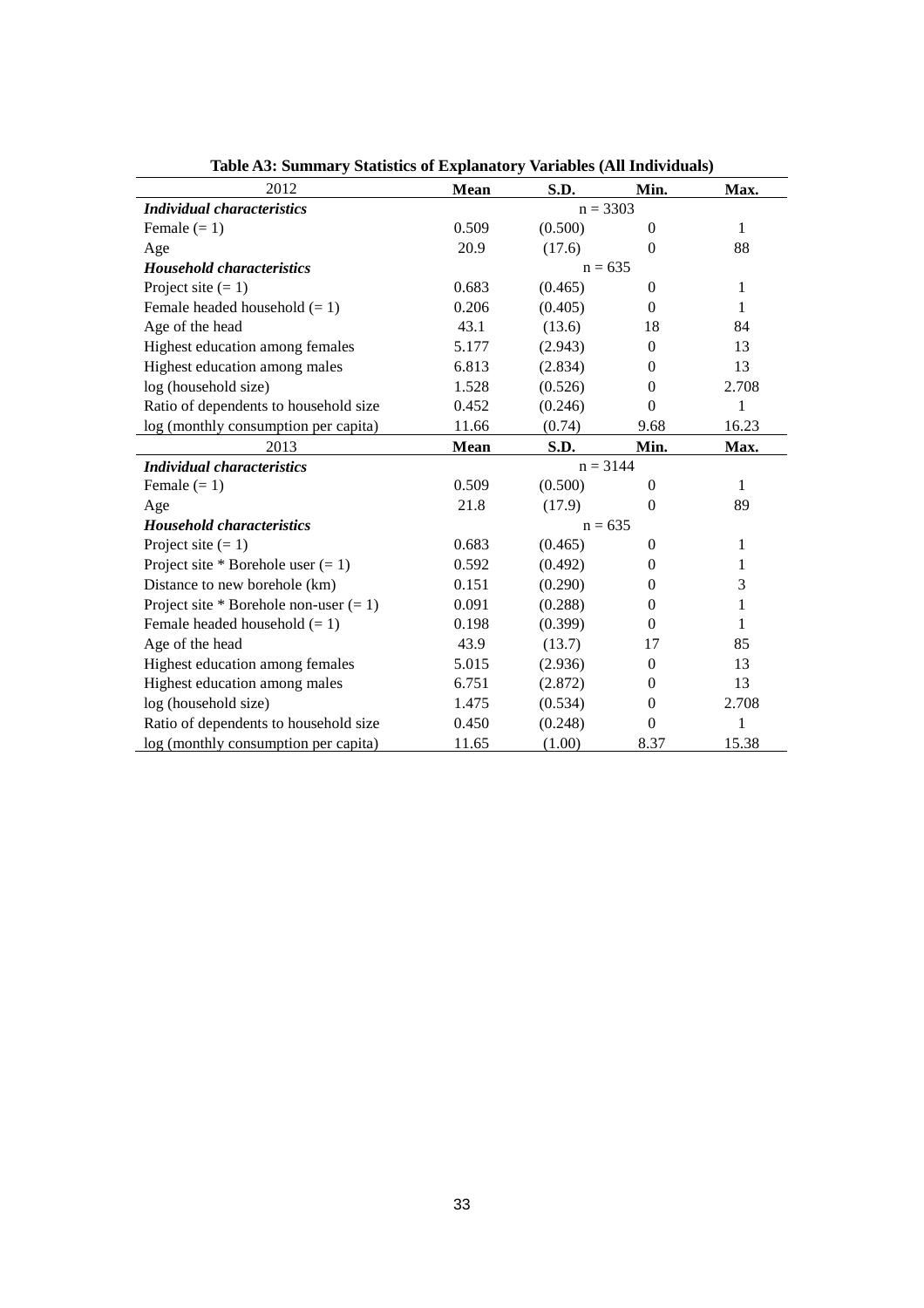**Table A3: Summary Statistics of Explanatory Variables (All Individuals)**

| 2012 | **Mean** | **S.D.** | **Min.** | **Max.** |
|---|---|---|---|---|
| ***Individual characteristics*** | | n = 3303 | | |
| Female (= 1) | 0.509 | (0.500) | 0 | 1 |
| Age | 20.9 | (17.6) | 0 | 88 |
| ***Household characteristics*** | | n = 635 | | |
| Project site (= 1) | 0.683 | (0.465) | 0 | 1 |
| Female headed household (= 1) | 0.206 | (0.405) | 0 | 1 |
| Age of the head | 43.1 | (13.6) | 18 | 84 |
| Highest education among females | 5.177 | (2.943) | 0 | 13 |
| Highest education among males | 6.813 | (2.834) | 0 | 13 |
| log (household size) | 1.528 | (0.526) | 0 | 2.708 |
| Ratio of dependents to household size | 0.452 | (0.246) | 0 | 1 |
| log (monthly consumption per capita) | 11.66 | (0.74) | 9.68 | 16.23 |
| 2013 | **Mean** | **S.D.** | **Min.** | **Max.** |
| ***Individual characteristics*** | | n = 3144 | | |
| Female (= 1) | 0.509 | (0.500) | 0 | 1 |
| Age | 21.8 | (17.9) | 0 | 89 |
| ***Household characteristics*** | | n = 635 | | |
| Project site (= 1) | 0.683 | (0.465) | 0 | 1 |
| Project site * Borehole user (= 1) | 0.592 | (0.492) | 0 | 1 |
| Distance to new borehole (km) | 0.151 | (0.290) | 0 | 3 |
| Project site * Borehole non-user (= 1) | 0.091 | (0.288) | 0 | 1 |
| Female headed household (= 1) | 0.198 | (0.399) | 0 | 1 |
| Age of the head | 43.9 | (13.7) | 17 | 85 |
| Highest education among females | 5.015 | (2.936) | 0 | 13 |
| Highest education among males | 6.751 | (2.872) | 0 | 13 |
| log (household size) | 1.475 | (0.534) | 0 | 2.708 |
| Ratio of dependents to household size | 0.450 | (0.248) | 0 | 1 |
| log (monthly consumption per capita) | 11.65 | (1.00) | 8.37 | 15.38 |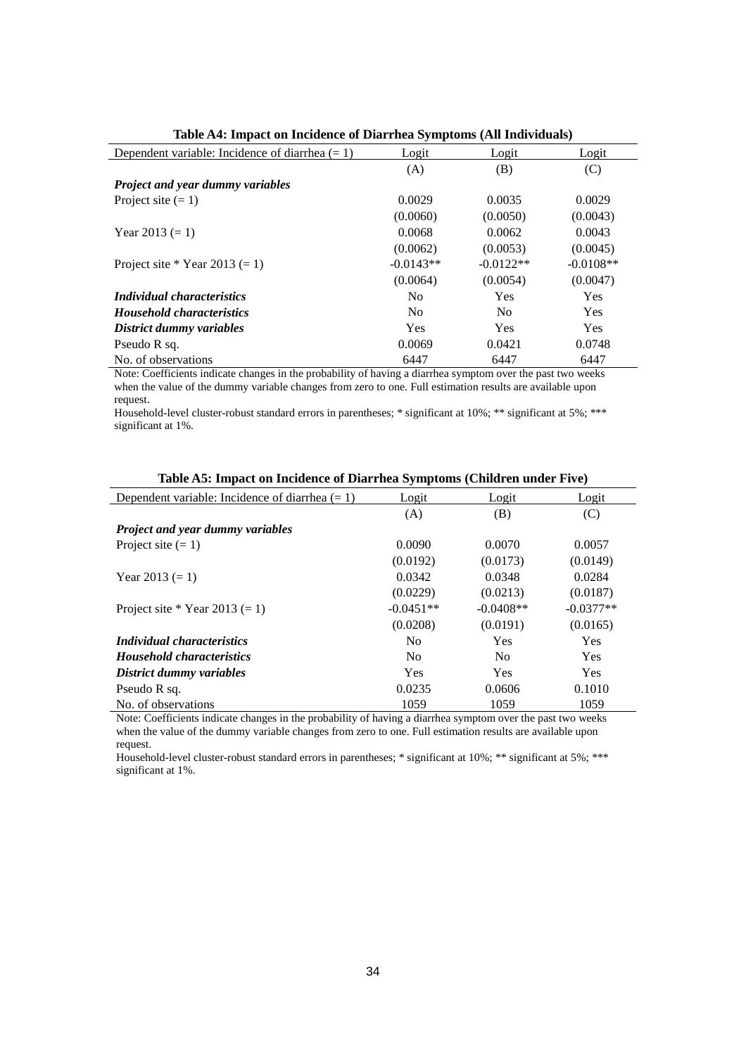**Table A4: Impact on Incidence of Diarrhea Symptoms (All Individuals)**

| Dependent variable: Incidence of diarrhea (= 1) | Logit | Logit | Logit |
|---|---|---|---|
| | (A) | (B) | (C) |
| ***Project and year dummy variables*** | | | |
| Project site (= 1) | 0.0029 | 0.0035 | 0.0029 |
| | (0.0060) | (0.0050) | (0.0043) |
| Year 2013 (= 1) | 0.0068 | 0.0062 | 0.0043 |
| | (0.0062) | (0.0053) | (0.0045) |
| Project site * Year 2013 (= 1) | -0.0143** | -0.0122** | -0.0108** |
| | (0.0064) | (0.0054) | (0.0047) |
| ***Individual characteristics*** | No | Yes | Yes |
| ***Household characteristics*** | No | No | Yes |
| ***District dummy variables*** | Yes | Yes | Yes |
| Pseudo R sq. | 0.0069 | 0.0421 | 0.0748 |
| No. of observations | 6447 | 6447 | 6447 |

Note: Coefficients indicate changes in the probability of having a diarrhea symptom over the past two weeks when the value of the dummy variable changes from zero to one. Full estimation results are available upon request.

Household-level cluster-robust standard errors in parentheses; * significant at 10%; ** significant at 5%; *** significant at 1%.

**Table A5: Impact on Incidence of Diarrhea Symptoms (Children under Five)**

| Dependent variable: Incidence of diarrhea (= 1) | Logit | Logit | Logit |
|---|---|---|---|
| | (A) | (B) | (C) |
| ***Project and year dummy variables*** | | | |
| Project site (= 1) | 0.0090 | 0.0070 | 0.0057 |
| | (0.0192) | (0.0173) | (0.0149) |
| Year 2013 (= 1) | 0.0342 | 0.0348 | 0.0284 |
| | (0.0229) | (0.0213) | (0.0187) |
| Project site * Year 2013 (= 1) | -0.0451** | -0.0408** | -0.0377** |
| | (0.0208) | (0.0191) | (0.0165) |
| ***Individual characteristics*** | No | Yes | Yes |
| ***Household characteristics*** | No | No | Yes |
| ***District dummy variables*** | Yes | Yes | Yes |
| Pseudo R sq. | 0.0235 | 0.0606 | 0.1010 |
| No. of observations | 1059 | 1059 | 1059 |

Note: Coefficients indicate changes in the probability of having a diarrhea symptom over the past two weeks when the value of the dummy variable changes from zero to one. Full estimation results are available upon request.

Household-level cluster-robust standard errors in parentheses; * significant at 10%; ** significant at 5%; *** significant at 1%.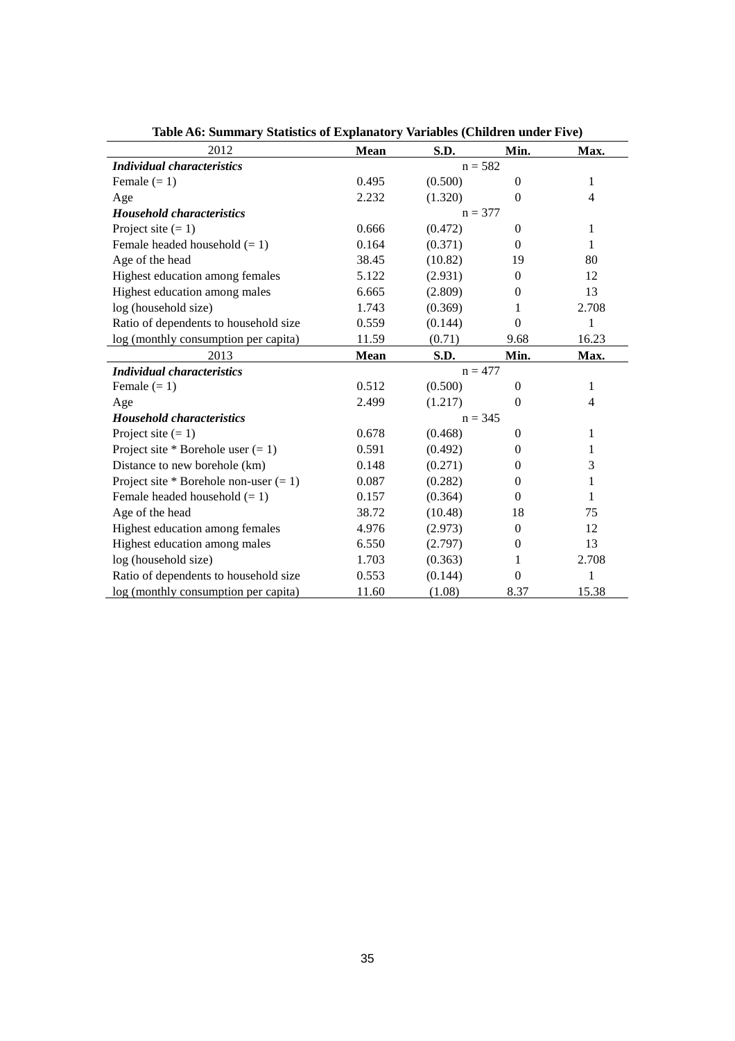**Table A6: Summary Statistics of Explanatory Variables (Children under Five)**

| 2012 | **Mean** | **S.D.** | **Min.** | **Max.** |
|---|---|---|---|---|
| ***Individual characteristics*** | | n = 582 | | |
| Female (= 1) | 0.495 | (0.500) | 0 | 1 |
| Age | 2.232 | (1.320) | 0 | 4 |
| ***Household characteristics*** | | n = 377 | | |
| Project site (= 1) | 0.666 | (0.472) | 0 | 1 |
| Female headed household (= 1) | 0.164 | (0.371) | 0 | 1 |
| Age of the head | 38.45 | (10.82) | 19 | 80 |
| Highest education among females | 5.122 | (2.931) | 0 | 12 |
| Highest education among males | 6.665 | (2.809) | 0 | 13 |
| log (household size) | 1.743 | (0.369) | 1 | 2.708 |
| Ratio of dependents to household size | 0.559 | (0.144) | 0 | 1 |
| log (monthly consumption per capita) | 11.59 | (0.71) | 9.68 | 16.23 |
| **2013** | **Mean** | **S.D.** | **Min.** | **Max.** |
| ***Individual characteristics*** | | n = 477 | | |
| Female (= 1) | 0.512 | (0.500) | 0 | 1 |
| Age | 2.499 | (1.217) | 0 | 4 |
| ***Household characteristics*** | | n = 345 | | |
| Project site (= 1) | 0.678 | (0.468) | 0 | 1 |
| Project site * Borehole user (= 1) | 0.591 | (0.492) | 0 | 1 |
| Distance to new borehole (km) | 0.148 | (0.271) | 0 | 3 |
| Project site * Borehole non-user (= 1) | 0.087 | (0.282) | 0 | 1 |
| Female headed household (= 1) | 0.157 | (0.364) | 0 | 1 |
| Age of the head | 38.72 | (10.48) | 18 | 75 |
| Highest education among females | 4.976 | (2.973) | 0 | 12 |
| Highest education among males | 6.550 | (2.797) | 0 | 13 |
| log (household size) | 1.703 | (0.363) | 1 | 2.708 |
| Ratio of dependents to household size | 0.553 | (0.144) | 0 | 1 |
| log (monthly consumption per capita) | 11.60 | (1.08) | 8.37 | 15.38 |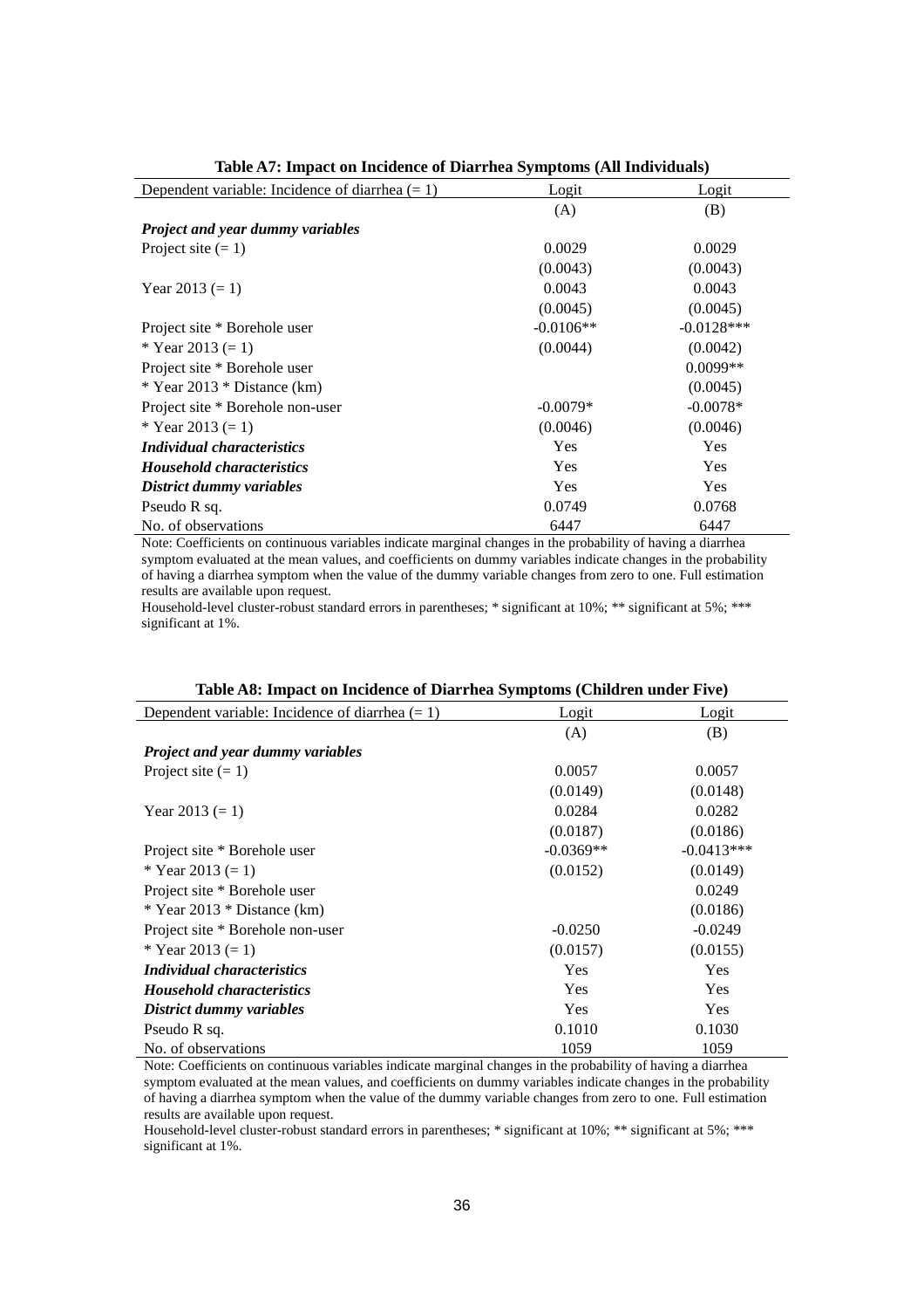**Table A7: Impact on Incidence of Diarrhea Symptoms (All Individuals)**

| Dependent variable: Incidence of diarrhea (= 1) | Logit | Logit |
|---|---|---|
| | (A) | (B) |
| ***Project and year dummy variables*** | | |
| Project site (= 1) | 0.0029 | 0.0029 |
| | (0.0043) | (0.0043) |
| Year 2013 (= 1) | 0.0043 | 0.0043 |
| | (0.0045) | (0.0045) |
| Project site * Borehole user | -0.0106** | -0.0128*** |
| * Year 2013 (= 1) | (0.0044) | (0.0042) |
| Project site * Borehole user | | 0.0099** |
| * Year 2013 * Distance (km) | | (0.0045) |
| Project site * Borehole non-user | -0.0079* | -0.0078* |
| * Year 2013 (= 1) | (0.0046) | (0.0046) |
| ***Individual characteristics*** | Yes | Yes |
| ***Household characteristics*** | Yes | Yes |
| ***District dummy variables*** | Yes | Yes |
| Pseudo R sq. | 0.0749 | 0.0768 |
| No. of observations | 6447 | 6447 |

Note: Coefficients on continuous variables indicate marginal changes in the probability of having a diarrhea symptom evaluated at the mean values, and coefficients on dummy variables indicate changes in the probability of having a diarrhea symptom when the value of the dummy variable changes from zero to one. Full estimation results are available upon request.

Household-level cluster-robust standard errors in parentheses; * significant at 10%; ** significant at 5%; *** significant at 1%.

**Table A8: Impact on Incidence of Diarrhea Symptoms (Children under Five)**

| Dependent variable: Incidence of diarrhea (= 1) | Logit | Logit |
|---|---|---|
| | (A) | (B) |
| ***Project and year dummy variables*** | | |
| Project site (= 1) | 0.0057 | 0.0057 |
| | (0.0149) | (0.0148) |
| Year 2013 (= 1) | 0.0284 | 0.0282 |
| | (0.0187) | (0.0186) |
| Project site * Borehole user | -0.0369** | -0.0413*** |
| * Year 2013 (= 1) | (0.0152) | (0.0149) |
| Project site * Borehole user | | 0.0249 |
| * Year 2013 * Distance (km) | | (0.0186) |
| Project site * Borehole non-user | -0.0250 | -0.0249 |
| * Year 2013 (= 1) | (0.0157) | (0.0155) |
| ***Individual characteristics*** | Yes | Yes |
| ***Household characteristics*** | Yes | Yes |
| ***District dummy variables*** | Yes | Yes |
| Pseudo R sq. | 0.1010 | 0.1030 |
| No. of observations | 1059 | 1059 |

Note: Coefficients on continuous variables indicate marginal changes in the probability of having a diarrhea symptom evaluated at the mean values, and coefficients on dummy variables indicate changes in the probability of having a diarrhea symptom when the value of the dummy variable changes from zero to one. Full estimation results are available upon request.

Household-level cluster-robust standard errors in parentheses; * significant at 10%; ** significant at 5%; *** significant at 1%.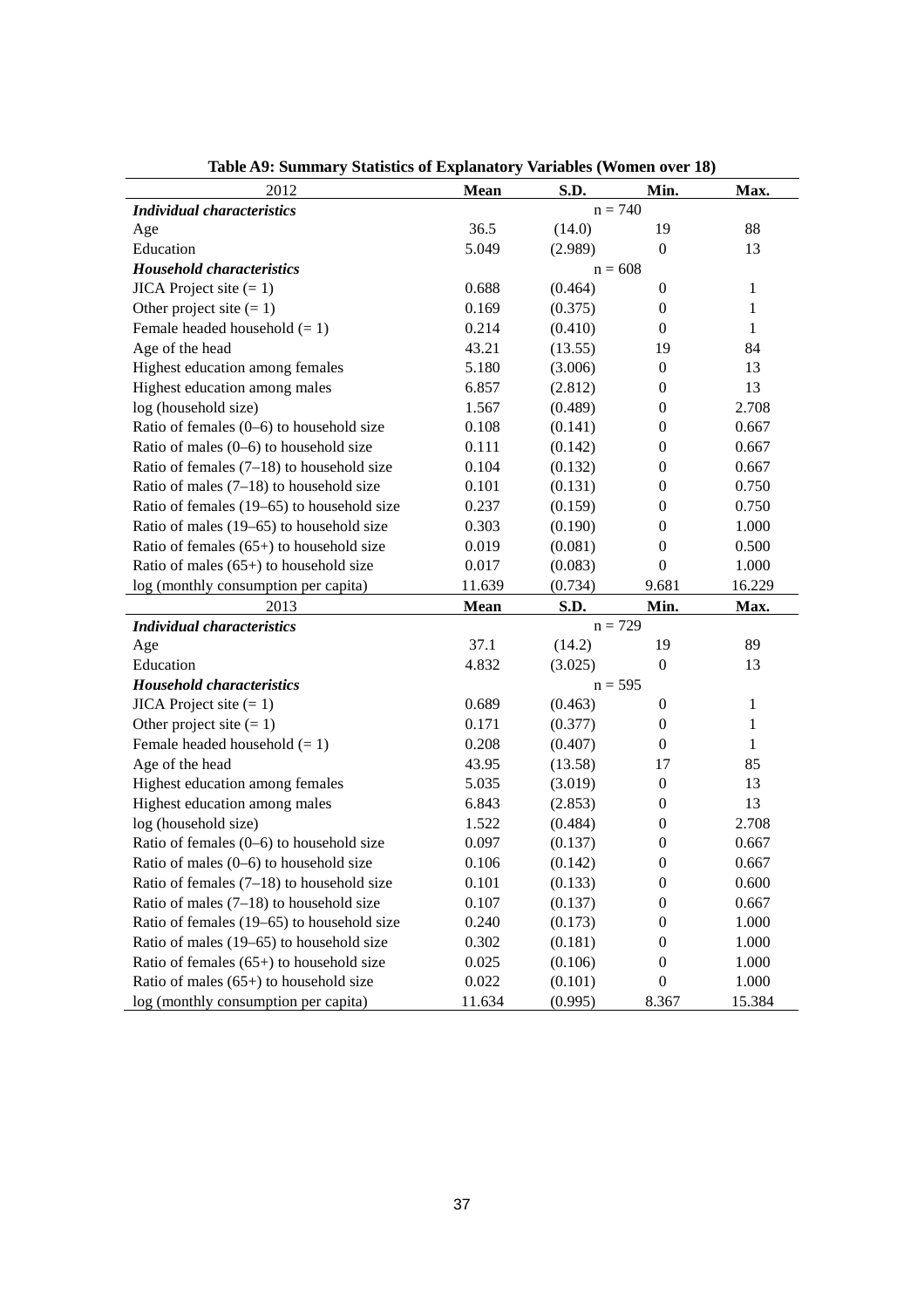**Table A9: Summary Statistics of Explanatory Variables (Women over 18)**

| 2012 | **Mean** | **S.D.** | **Min.** | **Max.** |
|---|---|---|---|---|
| ***Individual characteristics*** | | n = 740 | | |
| Age | 36.5 | (14.0) | 19 | 88 |
| Education | 5.049 | (2.989) | 0 | 13 |
| ***Household characteristics*** | | n = 608 | | |
| JICA Project site (= 1) | 0.688 | (0.464) | 0 | 1 |
| Other project site (= 1) | 0.169 | (0.375) | 0 | 1 |
| Female headed household (= 1) | 0.214 | (0.410) | 0 | 1 |
| Age of the head | 43.21 | (13.55) | 19 | 84 |
| Highest education among females | 5.180 | (3.006) | 0 | 13 |
| Highest education among males | 6.857 | (2.812) | 0 | 13 |
| log (household size) | 1.567 | (0.489) | 0 | 2.708 |
| Ratio of females (0–6) to household size | 0.108 | (0.141) | 0 | 0.667 |
| Ratio of males (0–6) to household size | 0.111 | (0.142) | 0 | 0.667 |
| Ratio of females (7–18) to household size | 0.104 | (0.132) | 0 | 0.667 |
| Ratio of males (7–18) to household size | 0.101 | (0.131) | 0 | 0.750 |
| Ratio of females (19–65) to household size | 0.237 | (0.159) | 0 | 0.750 |
| Ratio of males (19–65) to household size | 0.303 | (0.190) | 0 | 1.000 |
| Ratio of females (65+) to household size | 0.019 | (0.081) | 0 | 0.500 |
| Ratio of males (65+) to household size | 0.017 | (0.083) | 0 | 1.000 |
| log (monthly consumption per capita) | 11.639 | (0.734) | 9.681 | 16.229 |
| 2013 | **Mean** | **S.D.** | **Min.** | **Max.** |
| ***Individual characteristics*** | | n = 729 | | |
| Age | 37.1 | (14.2) | 19 | 89 |
| Education | 4.832 | (3.025) | 0 | 13 |
| ***Household characteristics*** | | n = 595 | | |
| JICA Project site (= 1) | 0.689 | (0.463) | 0 | 1 |
| Other project site (= 1) | 0.171 | (0.377) | 0 | 1 |
| Female headed household (= 1) | 0.208 | (0.407) | 0 | 1 |
| Age of the head | 43.95 | (13.58) | 17 | 85 |
| Highest education among females | 5.035 | (3.019) | 0 | 13 |
| Highest education among males | 6.843 | (2.853) | 0 | 13 |
| log (household size) | 1.522 | (0.484) | 0 | 2.708 |
| Ratio of females (0–6) to household size | 0.097 | (0.137) | 0 | 0.667 |
| Ratio of males (0–6) to household size | 0.106 | (0.142) | 0 | 0.667 |
| Ratio of females (7–18) to household size | 0.101 | (0.133) | 0 | 0.600 |
| Ratio of males (7–18) to household size | 0.107 | (0.137) | 0 | 0.667 |
| Ratio of females (19–65) to household size | 0.240 | (0.173) | 0 | 1.000 |
| Ratio of males (19–65) to household size | 0.302 | (0.181) | 0 | 1.000 |
| Ratio of females (65+) to household size | 0.025 | (0.106) | 0 | 1.000 |
| Ratio of males (65+) to household size | 0.022 | (0.101) | 0 | 1.000 |
| log (monthly consumption per capita) | 11.634 | (0.995) | 8.367 | 15.384 |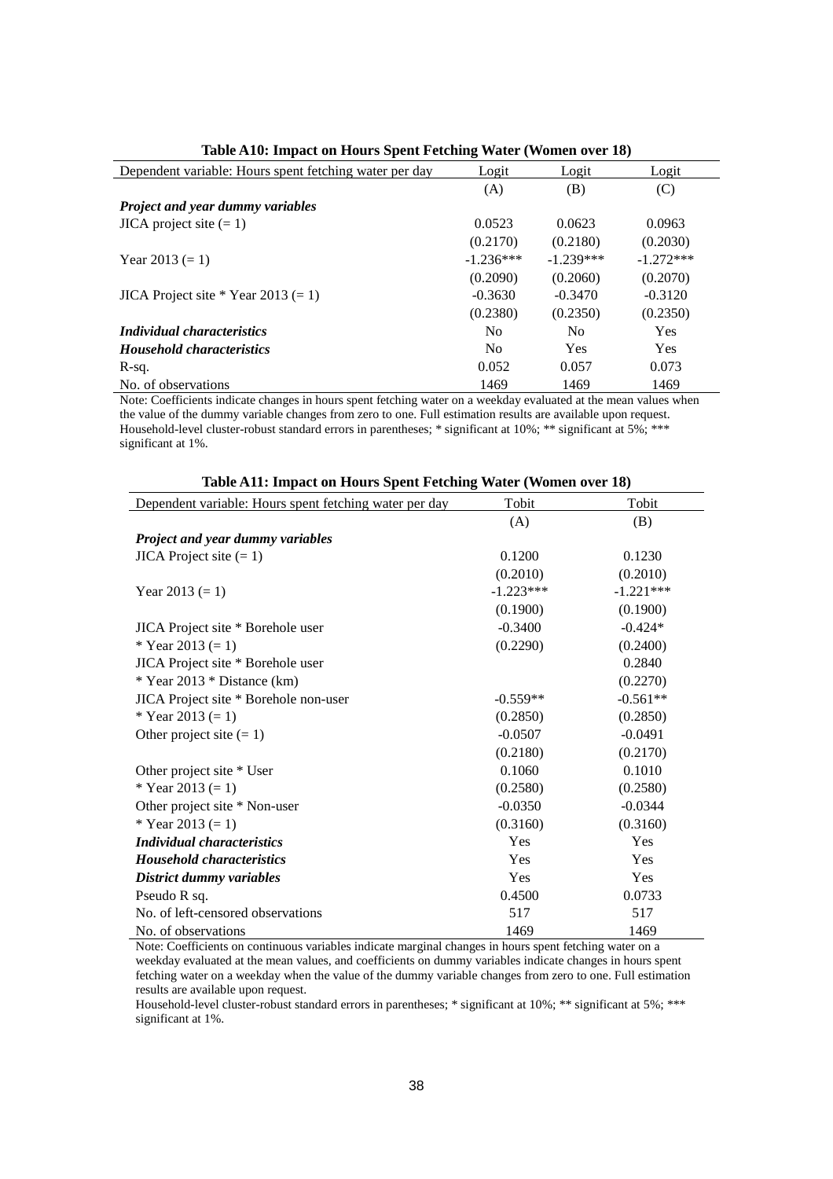**Table A10: Impact on Hours Spent Fetching Water (Women over 18)**

| Dependent variable: Hours spent fetching water per day | Logit | Logit | Logit |
|---|---|---|---|
| | (A) | (B) | (C) |
| ***Project and year dummy variables*** | | | |
| JICA project site (= 1) | 0.0523 | 0.0623 | 0.0963 |
| | (0.2170) | (0.2180) | (0.2030) |
| Year 2013 (= 1) | -1.236*** | -1.239*** | -1.272*** |
| | (0.2090) | (0.2060) | (0.2070) |
| JICA Project site * Year 2013 (= 1) | -0.3630 | -0.3470 | -0.3120 |
| | (0.2380) | (0.2350) | (0.2350) |
| ***Individual characteristics*** | No | No | Yes |
| ***Household characteristics*** | No | Yes | Yes |
| R-sq. | 0.052 | 0.057 | 0.073 |
| No. of observations | 1469 | 1469 | 1469 |

Note: Coefficients indicate changes in hours spent fetching water on a weekday evaluated at the mean values when the value of the dummy variable changes from zero to one. Full estimation results are available upon request. Household-level cluster-robust standard errors in parentheses; * significant at 10%; ** significant at 5%; *** significant at 1%.

**Table A11: Impact on Hours Spent Fetching Water (Women over 18)**

| Dependent variable: Hours spent fetching water per day | Tobit | Tobit |
|---|---|---|
| | (A) | (B) |
| ***Project and year dummy variables*** | | |
| JICA Project site (= 1) | 0.1200 | 0.1230 |
| | (0.2010) | (0.2010) |
| Year 2013 (= 1) | -1.223*** | -1.221*** |
| | (0.1900) | (0.1900) |
| JICA Project site * Borehole user | -0.3400 | -0.424* |
| * Year 2013 (= 1) | (0.2290) | (0.2400) |
| JICA Project site * Borehole user | | 0.2840 |
| * Year 2013 * Distance (km) | | (0.2270) |
| JICA Project site * Borehole non-user | -0.559** | -0.561** |
| * Year 2013 (= 1) | (0.2850) | (0.2850) |
| Other project site (= 1) | -0.0507 | -0.0491 |
| | (0.2180) | (0.2170) |
| Other project site * User | 0.1060 | 0.1010 |
| * Year 2013 (= 1) | (0.2580) | (0.2580) |
| Other project site * Non-user | -0.0350 | -0.0344 |
| * Year 2013 (= 1) | (0.3160) | (0.3160) |
| ***Individual characteristics*** | Yes | Yes |
| ***Household characteristics*** | Yes | Yes |
| ***District dummy variables*** | Yes | Yes |
| Pseudo R sq. | 0.4500 | 0.0733 |
| No. of left-censored observations | 517 | 517 |
| No. of observations | 1469 | 1469 |

Note: Coefficients on continuous variables indicate marginal changes in hours spent fetching water on a weekday evaluated at the mean values, and coefficients on dummy variables indicate changes in hours spent fetching water on a weekday when the value of the dummy variable changes from zero to one. Full estimation results are available upon request.

Household-level cluster-robust standard errors in parentheses; * significant at 10%; ** significant at 5%; *** significant at 1%.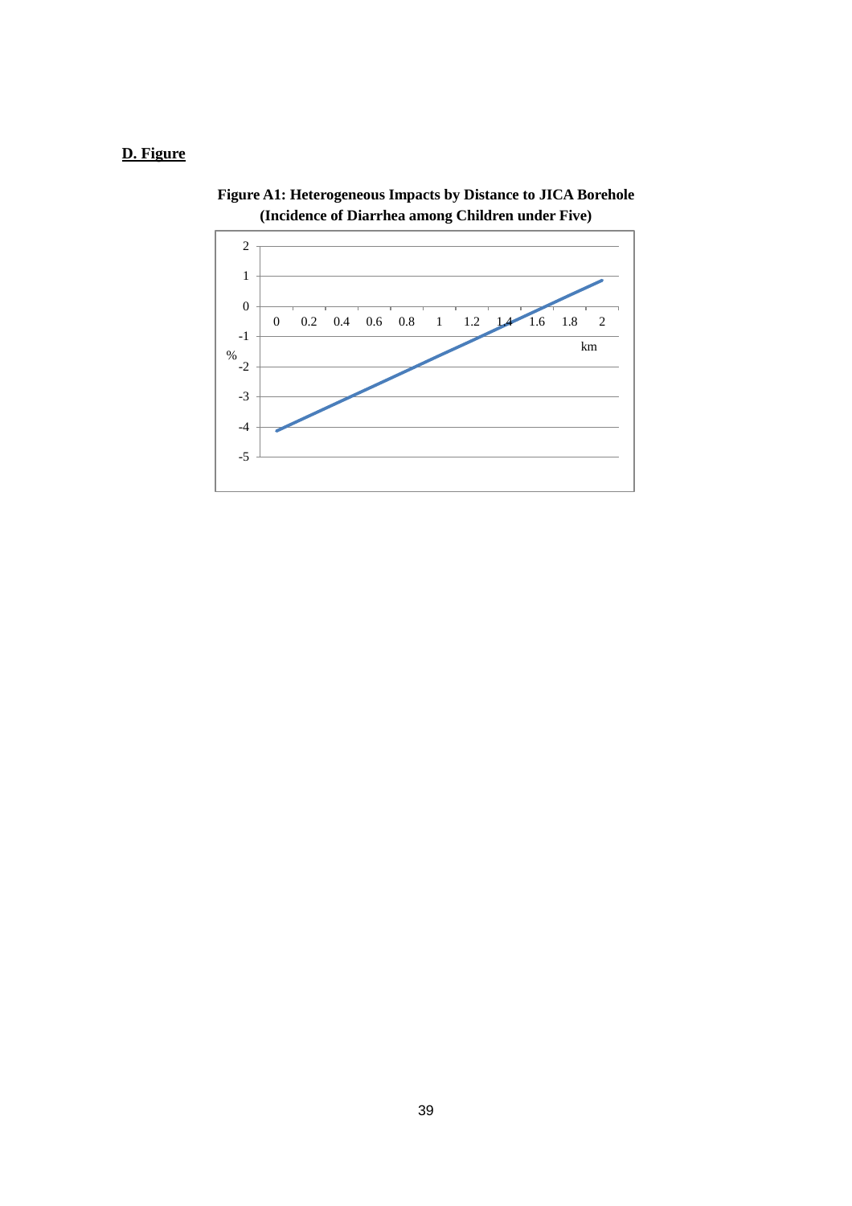## D. Figure

**Figure A1: Heterogeneous Impacts by Distance to JICA Borehole (Incidence of Diarrhea among Children under Five)**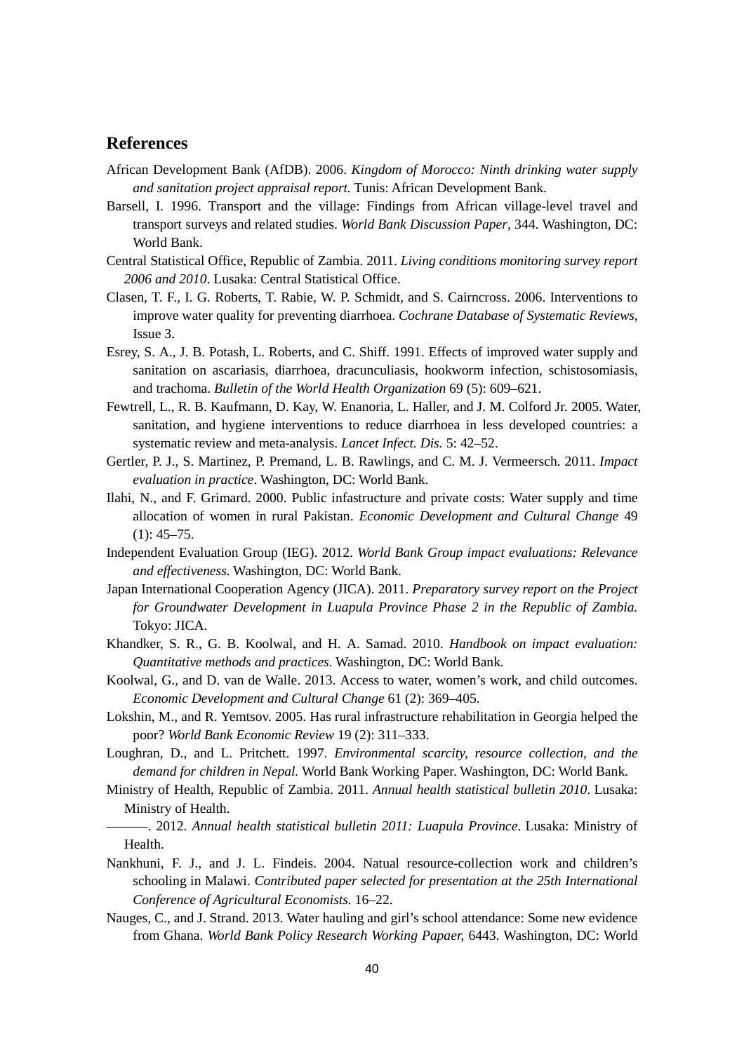## References

African Development Bank (AfDB). 2006. *Kingdom of Morocco: Ninth drinking water supply and sanitation project appraisal report.* Tunis: African Development Bank.

Barsell, I. 1996. Transport and the village: Findings from African village-level travel and transport surveys and related studies. *World Bank Discussion Paper*, 344. Washington, DC: World Bank.

Central Statistical Office, Republic of Zambia. 2011. *Living conditions monitoring survey report 2006 and 2010*. Lusaka: Central Statistical Office.

Clasen, T. F., I. G. Roberts, T. Rabie, W. P. Schmidt, and S. Cairncross. 2006. Interventions to improve water quality for preventing diarrhoea. *Cochrane Database of Systematic Reviews*, Issue 3.

Esrey, S. A., J. B. Potash, L. Roberts, and C. Shiff. 1991. Effects of improved water supply and sanitation on ascariasis, diarrhoea, dracunculiasis, hookworm infection, schistosomiasis, and trachoma. *Bulletin of the World Health Organization* 69 (5): 609–621.

Fewtrell, L., R. B. Kaufmann, D. Kay, W. Enanoria, L. Haller, and J. M. Colford Jr. 2005. Water, sanitation, and hygiene interventions to reduce diarrhoea in less developed countries: a systematic review and meta-analysis. *Lancet Infect. Dis.* 5: 42–52.

Gertler, P. J., S. Martinez, P. Premand, L. B. Rawlings, and C. M. J. Vermeersch. 2011. *Impact evaluation in practice*. Washington, DC: World Bank.

Ilahi, N., and F. Grimard. 2000. Public infastructure and private costs: Water supply and time allocation of women in rural Pakistan. *Economic Development and Cultural Change* 49 (1): 45–75.

Independent Evaluation Group (IEG). 2012. *World Bank Group impact evaluations: Relevance and effectiveness*. Washington, DC: World Bank.

Japan International Cooperation Agency (JICA). 2011. *Preparatory survey report on the Project for Groundwater Development in Luapula Province Phase 2 in the Republic of Zambia.* Tokyo: JICA.

Khandker, S. R., G. B. Koolwal, and H. A. Samad. 2010. *Handbook on impact evaluation: Quantitative methods and practices*. Washington, DC: World Bank.

Koolwal, G., and D. van de Walle. 2013. Access to water, women's work, and child outcomes. *Economic Development and Cultural Change* 61 (2): 369–405.

Lokshin, M., and R. Yemtsov. 2005. Has rural infrastructure rehabilitation in Georgia helped the poor? *World Bank Economic Review* 19 (2): 311–333.

Loughran, D., and L. Pritchett. 1997. *Environmental scarcity, resource collection, and the demand for children in Nepal.* World Bank Working Paper. Washington, DC: World Bank.

Ministry of Health, Republic of Zambia. 2011. *Annual health statistical bulletin 2010*. Lusaka: Ministry of Health.

———. 2012. *Annual health statistical bulletin 2011: Luapula Province*. Lusaka: Ministry of Health.

Nankhuni, F. J., and J. L. Findeis. 2004. Natual resource-collection work and children's schooling in Malawi. *Contributed paper selected for presentation at the 25th International Conference of Agricultural Economists.* 16–22.

Nauges, C., and J. Strand. 2013. Water hauling and girl's school attendance: Some new evidence from Ghana. *World Bank Policy Research Working Papaer,* 6443. Washington, DC: World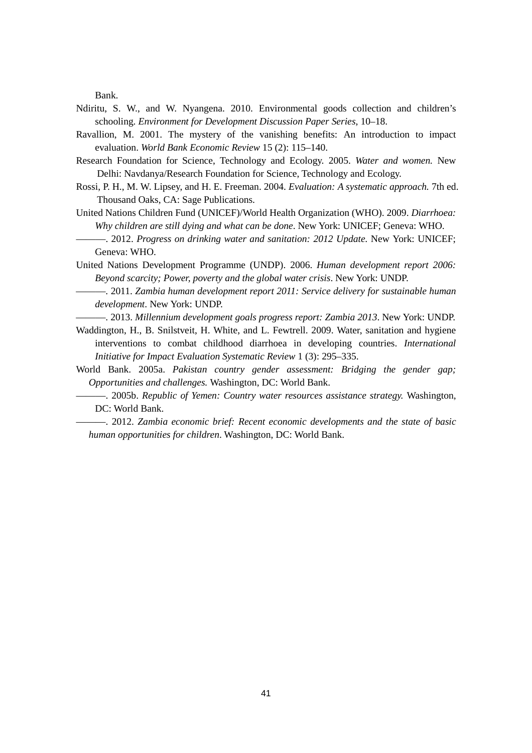Bank.

Ndiritu, S. W., and W. Nyangena. 2010. Environmental goods collection and children's schooling. *Environment for Development Discussion Paper Series*, 10–18.

Ravallion, M. 2001. The mystery of the vanishing benefits: An introduction to impact evaluation. *World Bank Economic Review* 15 (2): 115–140.

Research Foundation for Science, Technology and Ecology. 2005. *Water and women.* New Delhi: Navdanya/Research Foundation for Science, Technology and Ecology.

Rossi, P. H., M. W. Lipsey, and H. E. Freeman. 2004. *Evaluation: A systematic approach.* 7th ed. Thousand Oaks, CA: Sage Publications.

United Nations Children Fund (UNICEF)/World Health Organization (WHO). 2009. *Diarrhoea: Why children are still dying and what can be done*. New York: UNICEF; Geneva: WHO.

———. 2012. *Progress on drinking water and sanitation: 2012 Update.* New York: UNICEF; Geneva: WHO.

United Nations Development Programme (UNDP). 2006. *Human development report 2006: Beyond scarcity; Power, poverty and the global water crisis*. New York: UNDP.

———. 2011. *Zambia human development report 2011: Service delivery for sustainable human development*. New York: UNDP.

———. 2013. *Millennium development goals progress report: Zambia 2013*. New York: UNDP.

Waddington, H., B. Snilstveit, H. White, and L. Fewtrell. 2009. Water, sanitation and hygiene interventions to combat childhood diarrhoea in developing countries. *International Initiative for Impact Evaluation Systematic Review* 1 (3): 295–335.

World Bank. 2005a. *Pakistan country gender assessment: Bridging the gender gap; Opportunities and challenges.* Washington, DC: World Bank.

———. 2005b. *Republic of Yemen: Country water resources assistance strategy.* Washington, DC: World Bank.

———. 2012. *Zambia economic brief: Recent economic developments and the state of basic human opportunities for children*. Washington, DC: World Bank.